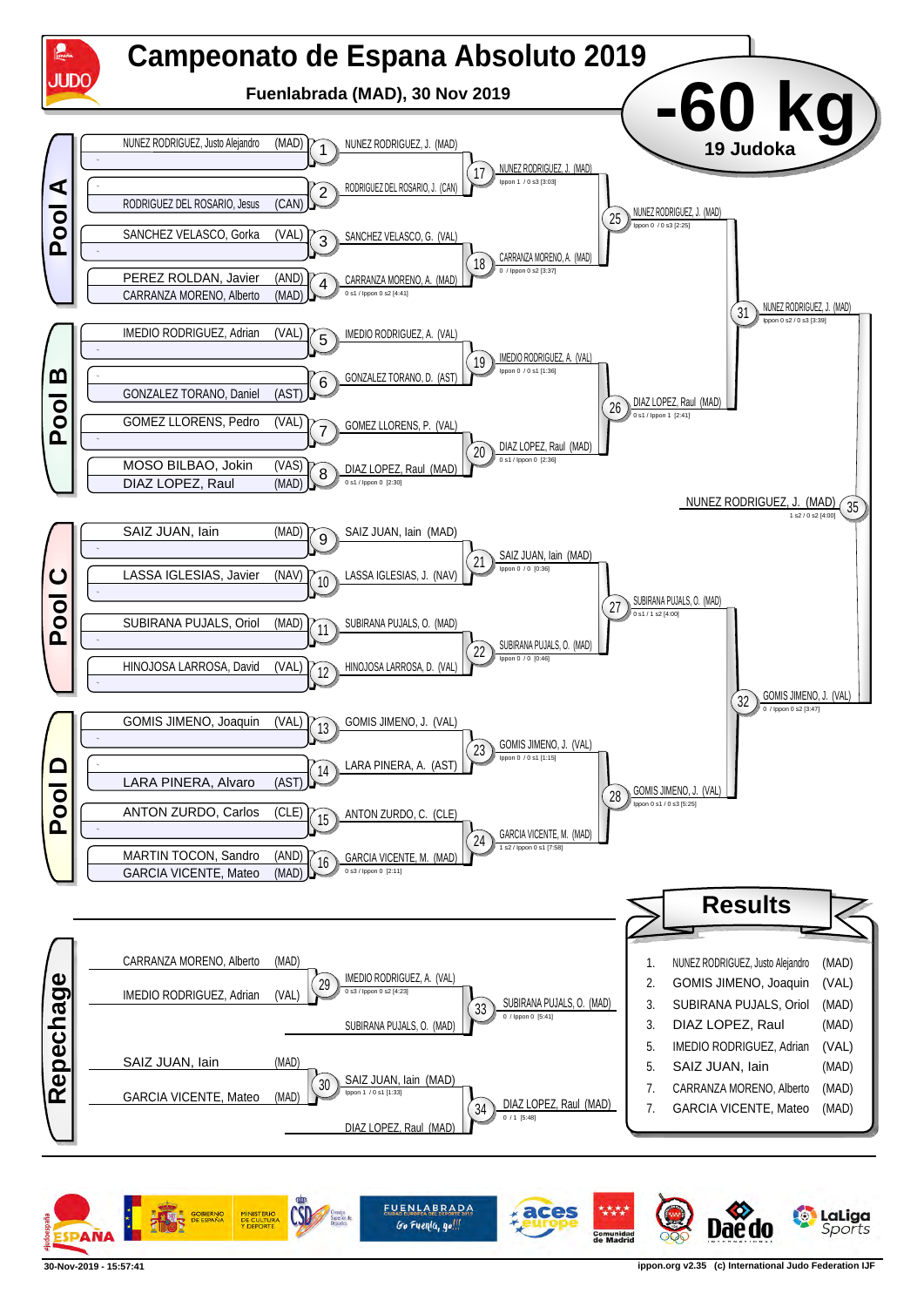# Campeonato de Espana Absoluto 2019

**Fuenlabrada (MAD), 30 Nov 2019**

# -60 kg

**19 Judoka**

## Pool A

| Match | Competitors | Winner | Score |
|---|---|---|---|
| 1 | NUNEZ RODRIGUEZ, Justo Alejandro (MAD) vs – | NUNEZ RODRIGUEZ, J. (MAD) | |
| 2 | – vs RODRIGUEZ DEL ROSARIO, Jesus (CAN) | RODRIGUEZ DEL ROSARIO, J. (CAN) | |
| 3 | SANCHEZ VELASCO, Gorka (VAL) vs – | SANCHEZ VELASCO, G. (VAL) | |
| 4 | PEREZ ROLDAN, Javier (AND) vs CARRANZA MORENO, Alberto (MAD) | CARRANZA MORENO, A. (MAD) | 0 s1 / Ippon 0 s2 [4:41] |
| 17 | | NUNEZ RODRIGUEZ, J. (MAD) | Ippon 1 / 0 s3 [3:03] |
| 18 | | CARRANZA MORENO, A. (MAD) | 0 / Ippon 0 s2 [3:37] |
| 25 | | NUNEZ RODRIGUEZ, J. (MAD) | Ippon 0 / 0 s3 [2:25] |

## Pool B

| Match | Competitors | Winner | Score |
|---|---|---|---|
| 5 | IMEDIO RODRIGUEZ, Adrian (VAL) vs – | IMEDIO RODRIGUEZ, A. (VAL) | |
| 6 | – vs GONZALEZ TORANO, Daniel (AST) | GONZALEZ TORANO, D. (AST) | |
| 7 | GOMEZ LLORENS, Pedro (VAL) vs – | GOMEZ LLORENS, P. (VAL) | |
| 8 | MOSO BILBAO, Jokin (VAS) vs DIAZ LOPEZ, Raul (MAD) | DIAZ LOPEZ, Raul (MAD) | 0 s1 / Ippon 0 [2:30] |
| 19 | | IMEDIO RODRIGUEZ, A. (VAL) | Ippon 0 / 0 s1 [1:36] |
| 20 | | DIAZ LOPEZ, Raul (MAD) | 0 s1 / Ippon 0 [2:36] |
| 26 | | DIAZ LOPEZ, Raul (MAD) | 0 s1 / Ippon 1 [2:41] |

| Match | Winner | Score |
|---|---|---|
| 31 | NUNEZ RODRIGUEZ, J. (MAD) | Ippon 0 s2 / 0 s3 [3:39] |

## Pool C

| Match | Competitors | Winner | Score |
|---|---|---|---|
| 9 | SAIZ JUAN, Iain (MAD) vs – | SAIZ JUAN, Iain (MAD) | |
| 10 | LASSA IGLESIAS, Javier (NAV) vs – | LASSA IGLESIAS, J. (NAV) | |
| 11 | SUBIRANA PUJALS, Oriol (MAD) vs – | SUBIRANA PUJALS, O. (MAD) | |
| 12 | HINOJOSA LARROSA, David (VAL) vs – | HINOJOSA LARROSA, D. (VAL) | |
| 21 | | SAIZ JUAN, Iain (MAD) | Ippon 0 / 0 [0:36] |
| 22 | | SUBIRANA PUJALS, O. (MAD) | Ippon 0 / 0 [0:46] |
| 27 | | SUBIRANA PUJALS, O. (MAD) | 0 s1 / 1 s2 [4:00] |

## Pool D

| Match | Competitors | Winner | Score |
|---|---|---|---|
| 13 | GOMIS JIMENO, Joaquin (VAL) vs – | GOMIS JIMENO, J. (VAL) | |
| 14 | – vs LARA PINERA, Alvaro (AST) | LARA PINERA, A. (AST) | |
| 15 | ANTON ZURDO, Carlos (CLE) vs – | ANTON ZURDO, C. (CLE) | |
| 16 | MARTIN TOCON, Sandro (AND) vs GARCIA VICENTE, Mateo (MAD) | GARCIA VICENTE, M. (MAD) | 0 s3 / Ippon 0 [2:11] |
| 23 | | GOMIS JIMENO, J. (VAL) | Ippon 0 / 0 s1 [1:15] |
| 24 | | GARCIA VICENTE, M. (MAD) | 1 s2 / Ippon 0 s1 [7:58] |
| 28 | | GOMIS JIMENO, J. (VAL) | Ippon 0 s1 / 0 s3 [5:25] |

| Match | Winner | Score |
|---|---|---|
| 32 | GOMIS JIMENO, J. (VAL) | 0 / Ippon 0 s2 [3:47] |

## Final

| Match | Winner | Score |
|---|---|---|
| 35 | NUNEZ RODRIGUEZ, J. (MAD) | 1 s2 / 0 s2 [4:00] |

## Repechage

| Match | Competitors | Winner | Score |
|---|---|---|---|
| 29 | CARRANZA MORENO, Alberto (MAD) vs IMEDIO RODRIGUEZ, Adrian (VAL) | IMEDIO RODRIGUEZ, A. (VAL) | 0 s3 / Ippon 0 s2 [4:23] |
| 33 | IMEDIO RODRIGUEZ, A. (VAL) vs SUBIRANA PUJALS, O. (MAD) | SUBIRANA PUJALS, O. (MAD) | 0 / Ippon 0 [5:41] |
| 30 | SAIZ JUAN, Iain (MAD) vs GARCIA VICENTE, Mateo (MAD) | SAIZ JUAN, Iain (MAD) | Ippon 1 / 0 s1 [1:33] |
| 34 | SAIZ JUAN, Iain (MAD) vs DIAZ LOPEZ, Raul (MAD) | DIAZ LOPEZ, Raul (MAD) | 0 / 1 [5:48] |

## Results

| Place | Name | Team |
|---|---|---|
| 1. | NUNEZ RODRIGUEZ, Justo Alejandro | (MAD) |
| 2. | GOMIS JIMENO, Joaquin | (VAL) |
| 3. | SUBIRANA PUJALS, Oriol | (MAD) |
| 3. | DIAZ LOPEZ, Raul | (MAD) |
| 5. | IMEDIO RODRIGUEZ, Adrian | (VAL) |
| 5. | SAIZ JUAN, Iain | (MAD) |
| 7. | CARRANZA MORENO, Alberto | (MAD) |
| 7. | GARCIA VICENTE, Mateo | (MAD) |

30-Nov-2019 - 15:57:41

ippon.org v2.35 (c) International Judo Federation IJF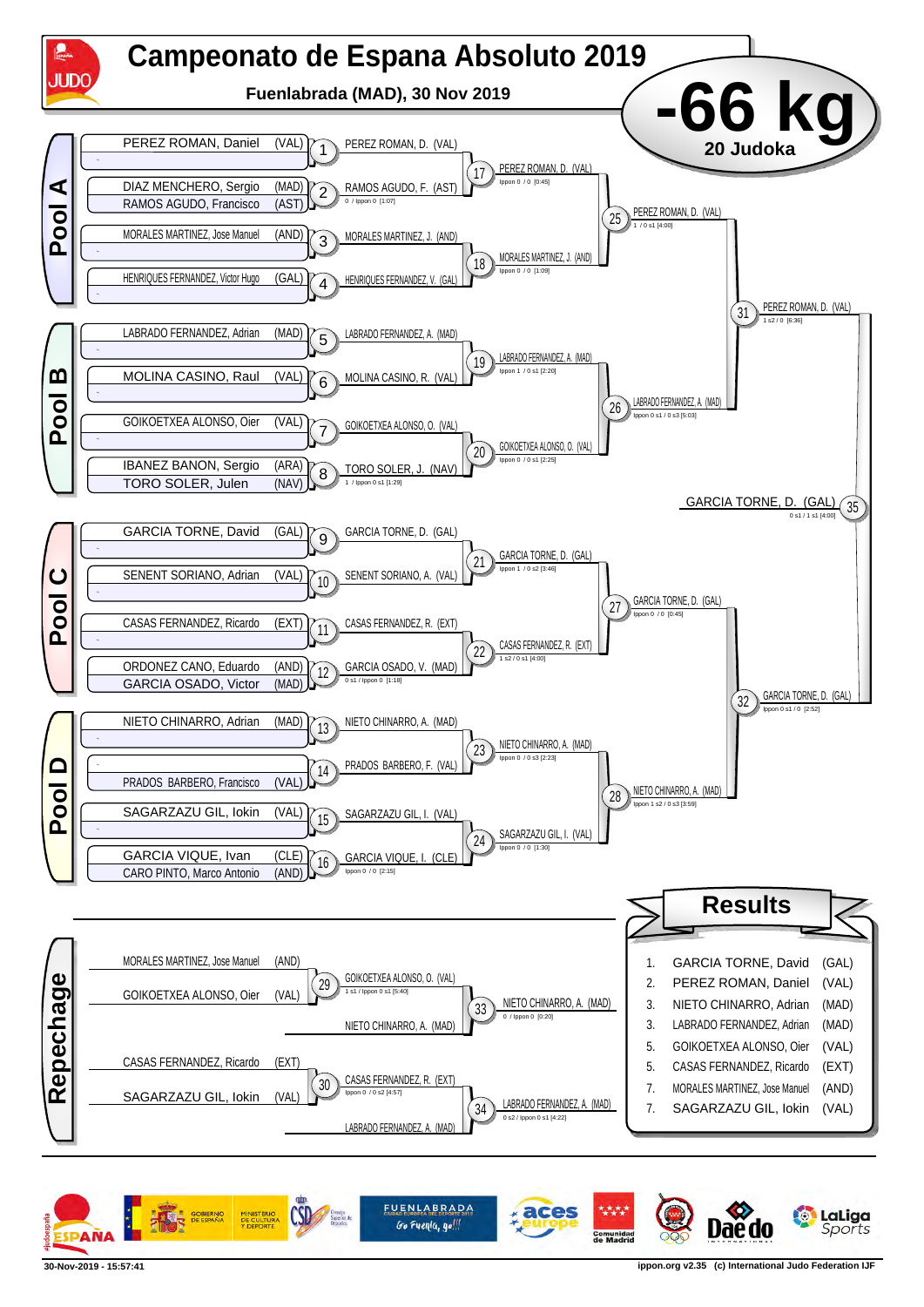# Campeonato de Espana Absoluto 2019

**Fuenlabrada (MAD), 30 Nov 2019**

## -66 kg

**20 Judoka**

### Pool A

| Judoka | Country | Match | Winner | Score |
|---|---|---|---|---|
| PEREZ ROMAN, Daniel | (VAL) | 1 | PEREZ ROMAN, D. (VAL) | |
| - | | | | |
| DIAZ MENCHERO, Sergio / RAMOS AGUDO, Francisco | (MAD) / (AST) | 2 | RAMOS AGUDO, F. (AST) | 0 / Ippon 0 [1:07] |
| MORALES MARTINEZ, Jose Manuel | (AND) | 3 | MORALES MARTINEZ, J. (AND) | |
| - | | | | |
| HENRIQUES FERNANDEZ, Victor Hugo | (GAL) | 4 | HENRIQUES FERNANDEZ, V. (GAL) | |
| - | | | | |

- 17: PEREZ ROMAN, D. (VAL) — Ippon 0 / 0 [0:45]
- 18: MORALES MARTINEZ, J. (AND) — Ippon 0 / 0 [1:09]
- 25: PEREZ ROMAN, D. (VAL) — 1 / 0 s1 [4:00]

### Pool B

| Judoka | Country | Match | Winner | Score |
|---|---|---|---|---|
| LABRADO FERNANDEZ, Adrian | (MAD) | 5 | LABRADO FERNANDEZ, A. (MAD) | |
| - | | | | |
| MOLINA CASINO, Raul | (VAL) | 6 | MOLINA CASINO, R. (VAL) | |
| - | | | | |
| GOIKOETXEA ALONSO, Oier | (VAL) | 7 | GOIKOETXEA ALONSO, O. (VAL) | |
| - | | | | |
| IBANEZ BANON, Sergio / TORO SOLER, Julen | (ARA) / (NAV) | 8 | TORO SOLER, J. (NAV) | 1 / Ippon 0 s1 [1:29] |

- 19: LABRADO FERNANDEZ, A. (MAD) — Ippon 1 / 0 s1 [2:20]
- 20: GOIKOETXEA ALONSO, O. (VAL) — Ippon 0 / 0 s1 [2:25]
- 26: LABRADO FERNANDEZ, A. (MAD) — Ippon 0 s1 / 0 s3 [5:03]

- 31: PEREZ ROMAN, D. (VAL) — 1 s2 / 0 [6:36]

### Pool C

| Judoka | Country | Match | Winner | Score |
|---|---|---|---|---|
| GARCIA TORNE, David | (GAL) | 9 | GARCIA TORNE, D. (GAL) | |
| - | | | | |
| SENENT SORIANO, Adrian | (VAL) | 10 | SENENT SORIANO, A. (VAL) | |
| - | | | | |
| CASAS FERNANDEZ, Ricardo | (EXT) | 11 | CASAS FERNANDEZ, R. (EXT) | |
| - | | | | |
| ORDONEZ CANO, Eduardo / GARCIA OSADO, Victor | (AND) / (MAD) | 12 | GARCIA OSADO, V. (MAD) | 0 s1 / Ippon 0 [1:18] |

- 21: GARCIA TORNE, D. (GAL) — Ippon 1 / 0 s2 [3:46]
- 22: CASAS FERNANDEZ, R. (EXT) — 1 s2 / 0 s1 [4:00]
- 27: GARCIA TORNE, D. (GAL) — Ippon 0 / 0 [0:45]

### Pool D

| Judoka | Country | Match | Winner | Score |
|---|---|---|---|---|
| NIETO CHINARRO, Adrian | (MAD) | 13 | NIETO CHINARRO, A. (MAD) | |
| - | | | | |
| - | | | | |
| PRADOS BARBERO, Francisco | (VAL) | 14 | PRADOS BARBERO, F. (VAL) | |
| SAGARZAZU GIL, Iokin | (VAL) | 15 | SAGARZAZU GIL, I. (VAL) | |
| - | | | | |
| GARCIA VIQUE, Ivan / CARO PINTO, Marco Antonio | (CLE) / (AND) | 16 | GARCIA VIQUE, I. (CLE) | Ippon 0 / 0 [2:15] |

- 23: NIETO CHINARRO, A. (MAD) — Ippon 0 / 0 s3 [2:23]
- 24: SAGARZAZU GIL, I. (VAL) — Ippon 0 / 0 [1:30]
- 28: NIETO CHINARRO, A. (MAD) — Ippon 1 s2 / 0 s3 [3:59]

- 32: GARCIA TORNE, D. (GAL) — Ippon 0 s1 / 0 [2:52]

**Final (35): GARCIA TORNE, D. (GAL)** — 0 s1 / 1 s1 [4:00]

### Repechage

- 29: MORALES MARTINEZ, Jose Manuel (AND) vs GOIKOETXEA ALONSO, Oier (VAL) → GOIKOETXEA ALONSO, O. (VAL) — 1 s1 / Ippon 0 s1 [5:40]
- 33: GOIKOETXEA ALONSO, O. (VAL) vs NIETO CHINARRO, A. (MAD) → NIETO CHINARRO, A. (MAD) — 0 / Ippon 0 [0:20]
- 30: CASAS FERNANDEZ, Ricardo (EXT) vs SAGARZAZU GIL, Iokin (VAL) → CASAS FERNANDEZ, R. (EXT) — Ippon 0 / 0 s2 [4:57]
- 34: CASAS FERNANDEZ, R. (EXT) vs LABRADO FERNANDEZ, A. (MAD) → LABRADO FERNANDEZ, A. (MAD) — 0 s2 / Ippon 0 s1 [4:22]

### Results

| Place | Name | Country |
|---|---|---|
| 1. | GARCIA TORNE, David | (GAL) |
| 2. | PEREZ ROMAN, Daniel | (VAL) |
| 3. | NIETO CHINARRO, Adrian | (MAD) |
| 3. | LABRADO FERNANDEZ, Adrian | (MAD) |
| 5. | GOIKOETXEA ALONSO, Oier | (VAL) |
| 5. | CASAS FERNANDEZ, Ricardo | (EXT) |
| 7. | MORALES MARTINEZ, Jose Manuel | (AND) |
| 7. | SAGARZAZU GIL, Iokin | (VAL) |

30-Nov-2019 - 15:57:41

ippon.org v2.35 (c) International Judo Federation IJF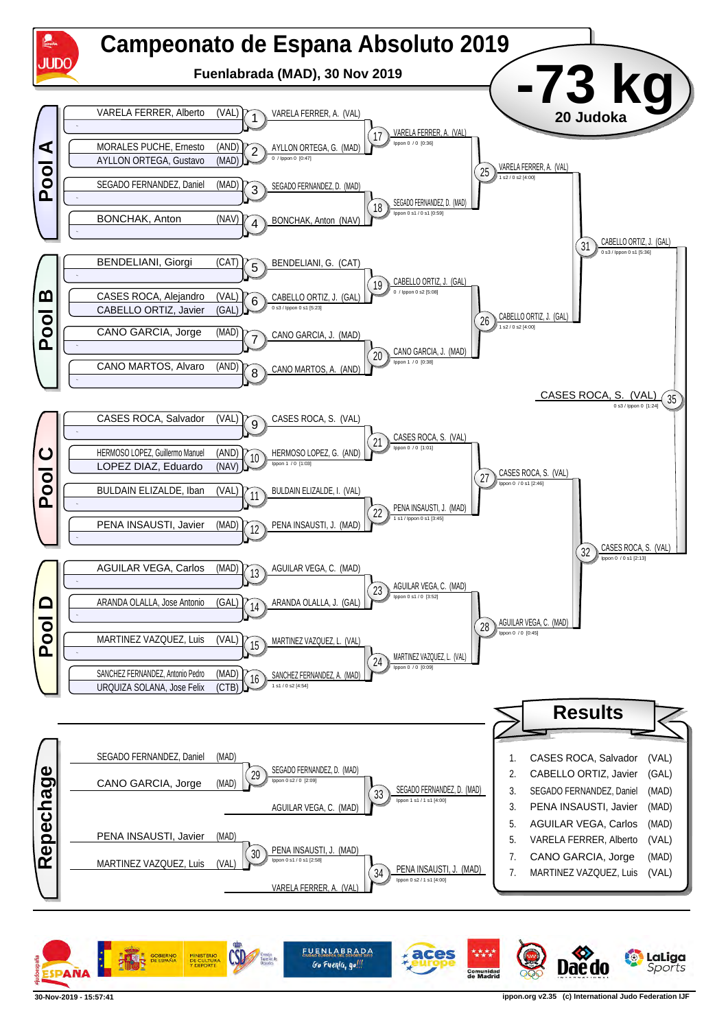# Campeonato de Espana Absoluto 2019

**Fuenlabrada (MAD), 30 Nov 2019**

## -73 kg

**20 Judoka**

## Pool A

| Entrant | Match | Winner |
|---|---|---|
| VARELA FERRER, Alberto (VAL) | 1 | VARELA FERRER, A. (VAL) |
| MORALES PUCHE, Ernesto (AND) / AYLLON ORTEGA, Gustavo (MAD) | 2 | AYLLON ORTEGA, G. (MAD) — 0 / Ippon 0 [0:47] |
| SEGADO FERNANDEZ, Daniel (MAD) | 3 | SEGADO FERNANDEZ, D. (MAD) |
| BONCHAK, Anton (NAV) | 4 | BONCHAK, Anton (NAV) |

- 17: VARELA FERRER, A. (VAL) — Ippon 0 / 0 [0:36]
- 18: SEGADO FERNANDEZ, D. (MAD) — Ippon 0 s1 / 0 s1 [0:59]
- 25: VARELA FERRER, A. (VAL) — 1 s2 / 0 s2 [4:00]

## Pool B

| Entrant | Match | Winner |
|---|---|---|
| BENDELIANI, Giorgi (CAT) | 5 | BENDELIANI, G. (CAT) |
| CASES ROCA, Alejandro (VAL) / CABELLO ORTIZ, Javier (GAL) | 6 | CABELLO ORTIZ, J. (GAL) — 0 s3 / Ippon 0 s1 [5:23] |
| CANO GARCIA, Jorge (MAD) | 7 | CANO GARCIA, J. (MAD) |
| CANO MARTOS, Alvaro (AND) | 8 | CANO MARTOS, A. (AND) |

- 19: CABELLO ORTIZ, J. (GAL) — 0 / Ippon 0 s2 [5:08]
- 20: CANO GARCIA, J. (MAD) — Ippon 1 / 0 [0:38]
- 26: CABELLO ORTIZ, J. (GAL) — 1 s2 / 0 s2 [4:00]
- 31: CABELLO ORTIZ, J. (GAL) — 0 s3 / Ippon 0 s1 [5:36]

## Pool C

| Entrant | Match | Winner |
|---|---|---|
| CASES ROCA, Salvador (VAL) | 9 | CASES ROCA, S. (VAL) |
| HERMOSO LOPEZ, Guillermo Manuel (AND) / LOPEZ DIAZ, Eduardo (NAV) | 10 | HERMOSO LOPEZ, G. (AND) — Ippon 1 / 0 [1:03] |
| BULDAIN ELIZALDE, Iban (VAL) | 11 | BULDAIN ELIZALDE, I. (VAL) |
| PENA INSAUSTI, Javier (MAD) | 12 | PENA INSAUSTI, J. (MAD) |

- 21: CASES ROCA, S. (VAL) — Ippon 0 / 0 [1:01]
- 22: PENA INSAUSTI, J. (MAD) — 1 s1 / Ippon 0 s1 [3:45]
- 27: CASES ROCA, S. (VAL) — Ippon 0 / 0 s1 [2:46]

## Pool D

| Entrant | Match | Winner |
|---|---|---|
| AGUILAR VEGA, Carlos (MAD) | 13 | AGUILAR VEGA, C. (MAD) |
| ARANDA OLALLA, Jose Antonio (GAL) | 14 | ARANDA OLALLA, J. (GAL) |
| MARTINEZ VAZQUEZ, Luis (VAL) | 15 | MARTINEZ VAZQUEZ, L. (VAL) |
| SANCHEZ FERNANDEZ, Antonio Pedro (MAD) / URQUIZA SOLANA, Jose Felix (CTB) | 16 | SANCHEZ FERNANDEZ, A. (MAD) — 1 s1 / 0 s2 [4:54] |

- 23: AGUILAR VEGA, C. (MAD) — Ippon 0 s1 / 0 [3:52]
- 24: MARTINEZ VAZQUEZ, L. (VAL) — Ippon 0 / 0 [0:09]
- 28: AGUILAR VEGA, C. (MAD) — Ippon 0 / 0 [0:45]
- 32: CASES ROCA, S. (VAL) — Ippon 0 / 0 s1 [2:13]

**Final (35): CASES ROCA, S. (VAL)** — 0 s3 / Ippon 0 [1:24]

## Repechage

- 29: SEGADO FERNANDEZ, Daniel (MAD) vs CANO GARCIA, Jorge (MAD) → SEGADO FERNANDEZ, D. (MAD) — Ippon 0 s2 / 0 [2:09]
- 33: SEGADO FERNANDEZ, D. (MAD) vs AGUILAR VEGA, C. (MAD) → SEGADO FERNANDEZ, D. (MAD) — Ippon 1 s1 / 1 s1 [4:00]
- 30: PENA INSAUSTI, Javier (MAD) vs MARTINEZ VAZQUEZ, Luis (VAL) → PENA INSAUSTI, J. (MAD) — Ippon 0 s1 / 0 s1 [2:58]
- 34: PENA INSAUSTI, J. (MAD) vs VARELA FERRER, A. (VAL) → PENA INSAUSTI, J. (MAD) — Ippon 0 s2 / 1 s1 [4:00]

## Results

| Place | Name | Team |
|---|---|---|
| 1. | CASES ROCA, Salvador | (VAL) |
| 2. | CABELLO ORTIZ, Javier | (GAL) |
| 3. | SEGADO FERNANDEZ, Daniel | (MAD) |
| 3. | PENA INSAUSTI, Javier | (MAD) |
| 5. | AGUILAR VEGA, Carlos | (MAD) |
| 5. | VARELA FERRER, Alberto | (VAL) |
| 7. | CANO GARCIA, Jorge | (MAD) |
| 7. | MARTINEZ VAZQUEZ, Luis | (VAL) |

30-Nov-2019 - 15:57:41 — ippon.org v2.35 (c) International Judo Federation IJF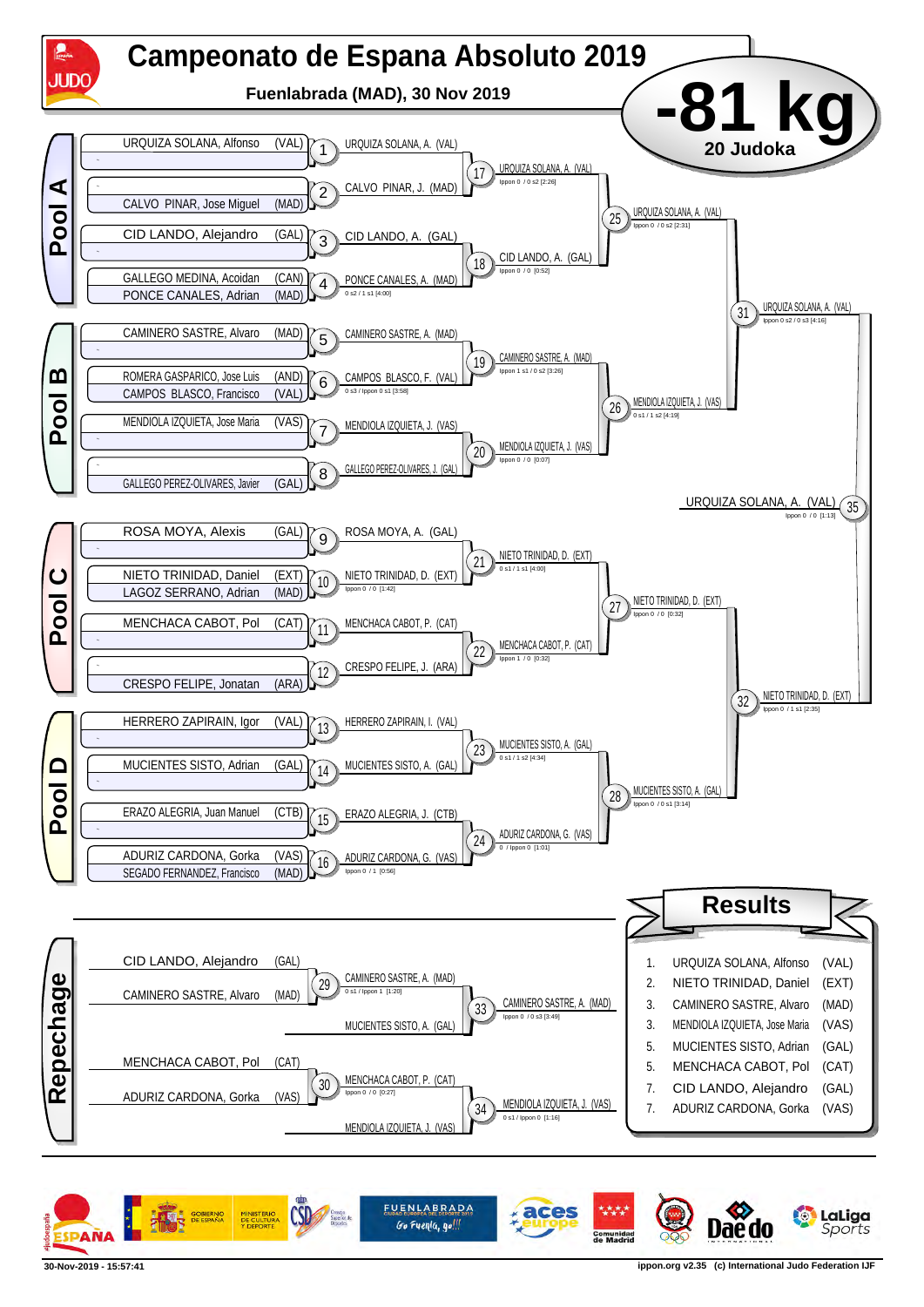# Campeonato de Espana Absoluto 2019

**Fuenlabrada (MAD), 30 Nov 2019**

## -81 kg

**20 Judoka**

## Pool A

| Contest | Judoka | Winner / Score |
|---|---|---|
| 1 | URQUIZA SOLANA, Alfonso (VAL) vs – | URQUIZA SOLANA, A. (VAL) |
| 2 | – vs CALVO PINAR, Jose Miguel (MAD) | CALVO PINAR, J. (MAD) |
| 3 | CID LANDO, Alejandro (GAL) vs – | CID LANDO, A. (GAL) |
| 4 | GALLEGO MEDINA, Acoidan (CAN) vs PONCE CANALES, Adrian (MAD) | PONCE CANALES, A. (MAD) 0 s2 / 1 s1 [4:00] |
| 17 | | URQUIZA SOLANA, A. (VAL) Ippon 0 / 0 s2 [2:26] |
| 18 | | CID LANDO, A. (GAL) Ippon 0 / 0 [0:52] |
| 25 | | URQUIZA SOLANA, A. (VAL) Ippon 0 / 0 s2 [2:31] |

## Pool B

| Contest | Judoka | Winner / Score |
|---|---|---|
| 5 | CAMINERO SASTRE, Alvaro (MAD) vs – | CAMINERO SASTRE, A. (MAD) |
| 6 | ROMERA GASPARICO, Jose Luis (AND) vs CAMPOS BLASCO, Francisco (VAL) | CAMPOS BLASCO, F. (VAL) 0 s3 / Ippon 0 s1 [3:58] |
| 7 | MENDIOLA IZQUIETA, Jose Maria (VAS) vs – | MENDIOLA IZQUIETA, J. (VAS) |
| 8 | – vs GALLEGO PEREZ-OLIVARES, Javier (GAL) | GALLEGO PEREZ-OLIVARES, J. (GAL) |
| 19 | | CAMINERO SASTRE, A. (MAD) Ippon 1 s1 / 0 s2 [3:26] |
| 20 | | MENDIOLA IZQUIETA, J. (VAS) Ippon 0 / 0 [0:07] |
| 26 | | MENDIOLA IZQUIETA, J. (VAS) 0 s1 / 1 s2 [4:19] |
| 31 | | URQUIZA SOLANA, A. (VAL) Ippon 0 s2 / 0 s3 [4:16] |

## Pool C

| Contest | Judoka | Winner / Score |
|---|---|---|
| 9 | ROSA MOYA, Alexis (GAL) vs – | ROSA MOYA, A. (GAL) |
| 10 | NIETO TRINIDAD, Daniel (EXT) vs LAGOZ SERRANO, Adrian (MAD) | NIETO TRINIDAD, D. (EXT) Ippon 0 / 0 [1:42] |
| 11 | MENCHACA CABOT, Pol (CAT) vs – | MENCHACA CABOT, P. (CAT) |
| 12 | – vs CRESPO FELIPE, Jonatan (ARA) | CRESPO FELIPE, J. (ARA) |
| 21 | | NIETO TRINIDAD, D. (EXT) 0 s1 / 1 s1 [4:00] |
| 22 | | MENCHACA CABOT, P. (CAT) Ippon 1 / 0 [0:32] |
| 27 | | NIETO TRINIDAD, D. (EXT) Ippon 0 / 0 [0:32] |

## Pool D

| Contest | Judoka | Winner / Score |
|---|---|---|
| 13 | HERRERO ZAPIRAIN, Igor (VAL) vs – | HERRERO ZAPIRAIN, I. (VAL) |
| 14 | MUCIENTES SISTO, Adrian (GAL) vs – | MUCIENTES SISTO, A. (GAL) |
| 15 | ERAZO ALEGRIA, Juan Manuel (CTB) vs – | ERAZO ALEGRIA, J. (CTB) |
| 16 | ADURIZ CARDONA, Gorka (VAS) vs SEGADO FERNANDEZ, Francisco (MAD) | ADURIZ CARDONA, G. (VAS) Ippon 0 / 1 [0:56] |
| 23 | | MUCIENTES SISTO, A. (GAL) 0 s1 / 1 s2 [4:34] |
| 24 | | ADURIZ CARDONA, G. (VAS) 0 / Ippon 0 [1:01] |
| 28 | | MUCIENTES SISTO, A. (GAL) Ippon 0 / 0 s1 [3:14] |
| 32 | | NIETO TRINIDAD, D. (EXT) Ippon 0 / 1 s1 [2:35] |

## Final

| Contest | Winner / Score |
|---|---|
| 35 | URQUIZA SOLANA, A. (VAL) Ippon 0 / 0 [1:13] |

## Repechage

| Contest | Judoka | Winner / Score |
|---|---|---|
| 29 | CID LANDO, Alejandro (GAL) vs CAMINERO SASTRE, Alvaro (MAD) | CAMINERO SASTRE, A. (MAD) 0 s1 / Ippon 1 [1:20] |
| 33 | CAMINERO SASTRE, A. (MAD) vs MUCIENTES SISTO, A. (GAL) | CAMINERO SASTRE, A. (MAD) Ippon 0 / 0 s3 [3:49] |
| 30 | MENCHACA CABOT, Pol (CAT) vs ADURIZ CARDONA, Gorka (VAS) | MENCHACA CABOT, P. (CAT) Ippon 0 / 0 [0:27] |
| 34 | MENCHACA CABOT, P. (CAT) vs MENDIOLA IZQUIETA, J. (VAS) | MENDIOLA IZQUIETA, J. (VAS) 0 s1 / Ippon 0 [1:16] |

## Results

| Place | Name | Region |
|---|---|---|
| 1. | URQUIZA SOLANA, Alfonso | (VAL) |
| 2. | NIETO TRINIDAD, Daniel | (EXT) |
| 3. | CAMINERO SASTRE, Alvaro | (MAD) |
| 3. | MENDIOLA IZQUIETA, Jose Maria | (VAS) |
| 5. | MUCIENTES SISTO, Adrian | (GAL) |
| 5. | MENCHACA CABOT, Pol | (CAT) |
| 7. | CID LANDO, Alejandro | (GAL) |
| 7. | ADURIZ CARDONA, Gorka | (VAS) |

30-Nov-2019 - 15:57:41

ippon.org v2.35 (c) International Judo Federation IJF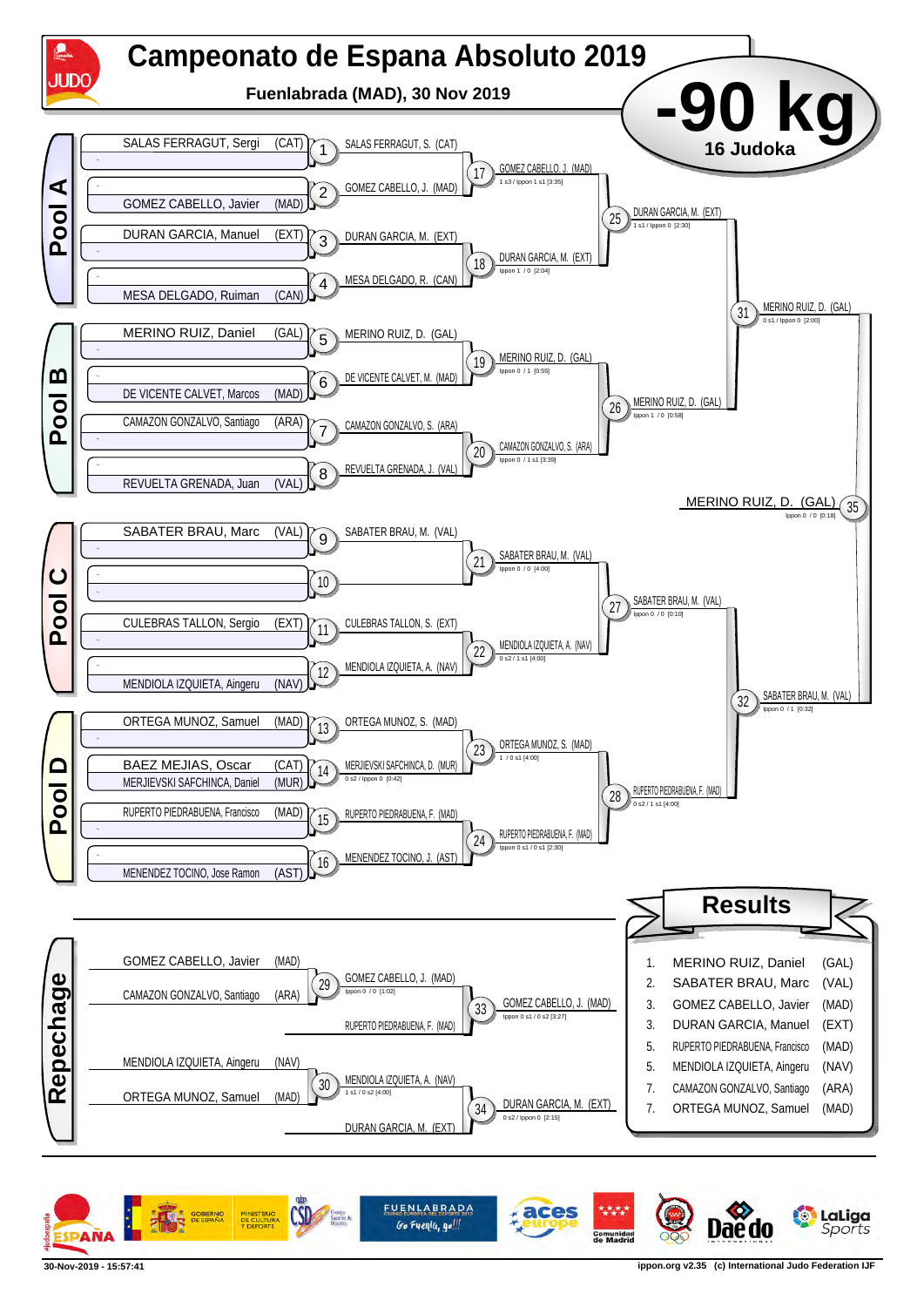# Campeonato de Espana Absoluto 2019

**Fuenlabrada (MAD), 30 Nov 2019**

## -90 kg

**16 Judoka**

## Pool A

| # | Judoka | | Winner |
|---|---|---|---|
| 1 | SALAS FERRAGUT, Sergi (CAT) | - | SALAS FERRAGUT, S. (CAT) |
| 2 | - | GOMEZ CABELLO, Javier (MAD) | GOMEZ CABELLO, J. (MAD) |
| 3 | DURAN GARCIA, Manuel (EXT) | - | DURAN GARCIA, M. (EXT) |
| 4 | - | MESA DELGADO, Ruiman (CAN) | MESA DELGADO, R. (CAN) |

- 17: GOMEZ CABELLO, J. (MAD) — 1 s3 / Ippon 1 s1 [3:35]
- 18: DURAN GARCIA, M. (EXT) — Ippon 1 / 0 [2:04]
- 25: DURAN GARCIA, M. (EXT) — 1 s1 / Ippon 0 [2:30]

## Pool B

| # | Judoka | | Winner |
|---|---|---|---|
| 5 | MERINO RUIZ, Daniel (GAL) | - | MERINO RUIZ, D. (GAL) |
| 6 | - | DE VICENTE CALVET, Marcos (MAD) | DE VICENTE CALVET, M. (MAD) |
| 7 | CAMAZON GONZALVO, Santiago (ARA) | - | CAMAZON GONZALVO, S. (ARA) |
| 8 | - | REVUELTA GRENADA, Juan (VAL) | REVUELTA GRENADA, J. (VAL) |

- 19: MERINO RUIZ, D. (GAL) — Ippon 0 / 1 [0:55]
- 20: CAMAZON GONZALVO, S. (ARA) — Ippon 0 / 1 s1 [3:39]
- 26: MERINO RUIZ, D. (GAL) — Ippon 1 / 0 [0:58]
- 31: MERINO RUIZ, D. (GAL) — 0 s1 / Ippon 0 [2:00]

## Pool C

| # | Judoka | | Winner |
|---|---|---|---|
| 9 | SABATER BRAU, Marc (VAL) | - | SABATER BRAU, M. (VAL) |
| 10 | - | - | |
| 11 | CULEBRAS TALLON, Sergio (EXT) | - | CULEBRAS TALLON, S. (EXT) |
| 12 | - | MENDIOLA IZQUIETA, Aingeru (NAV) | MENDIOLA IZQUIETA, A. (NAV) |

- 21: SABATER BRAU, M. (VAL) — Ippon 0 / 0 [4:00]
- 22: MENDIOLA IZQUIETA, A. (NAV) — 0 s2 / 1 s1 [4:00]
- 27: SABATER BRAU, M. (VAL) — Ippon 0 / 0 [0:10]

## Pool D

| # | Judoka | | Winner |
|---|---|---|---|
| 13 | ORTEGA MUNOZ, Samuel (MAD) | - | ORTEGA MUNOZ, S. (MAD) |
| 14 | BAEZ MEJIAS, Oscar (CAT) | MERJIEVSKI SAFCHINCA, Daniel (MUR) | MERJIEVSKI SAFCHINCA, D. (MUR) |
| 15 | RUPERTO PIEDRABUENA, Francisco (MAD) | - | RUPERTO PIEDRABUENA, F. (MAD) |
| 16 | - | MENENDEZ TOCINO, Jose Ramon (AST) | MENENDEZ TOCINO, J. (AST) |

- 14: MERJIEVSKI SAFCHINCA, D. (MUR) — 0 s2 / Ippon 0 [0:42]
- 23: ORTEGA MUNOZ, S. (MAD) — 1 / 0 s1 [4:00]
- 24: RUPERTO PIEDRABUENA, F. (MAD) — Ippon 0 s1 / 0 s1 [2:30]
- 28: RUPERTO PIEDRABUENA, F. (MAD) — 0 s2 / 1 s1 [4:00]
- 32: SABATER BRAU, M. (VAL) — Ippon 0 / 1 [0:32]

## Final

- 35: MERINO RUIZ, D. (GAL) — Ippon 0 / 0 [0:18]

## Repechage

- 29: GOMEZ CABELLO, Javier (MAD) vs CAMAZON GONZALVO, Santiago (ARA) → GOMEZ CABELLO, J. (MAD) — Ippon 0 / 0 [1:02]
- 30: MENDIOLA IZQUIETA, Aingeru (NAV) vs ORTEGA MUNOZ, Samuel (MAD) → MENDIOLA IZQUIETA, A. (NAV) — 1 s1 / 0 s2 [4:00]
- 33: GOMEZ CABELLO, J. (MAD) vs RUPERTO PIEDRABUENA, F. (MAD) → GOMEZ CABELLO, J. (MAD) — Ippon 0 s1 / 0 s2 [3:27]
- 34: MENDIOLA IZQUIETA, A. (NAV) vs DURAN GARCIA, M. (EXT) → DURAN GARCIA, M. (EXT) — 0 s2 / Ippon 0 [2:15]

## Results

| Rank | Name | Team |
|---|---|---|
| 1. | MERINO RUIZ, Daniel | (GAL) |
| 2. | SABATER BRAU, Marc | (VAL) |
| 3. | GOMEZ CABELLO, Javier | (MAD) |
| 3. | DURAN GARCIA, Manuel | (EXT) |
| 5. | RUPERTO PIEDRABUENA, Francisco | (MAD) |
| 5. | MENDIOLA IZQUIETA, Aingeru | (NAV) |
| 7. | CAMAZON GONZALVO, Santiago | (ARA) |
| 7. | ORTEGA MUNOZ, Samuel | (MAD) |

30-Nov-2019 - 15:57:41 — ippon.org v2.35 (c) International Judo Federation IJF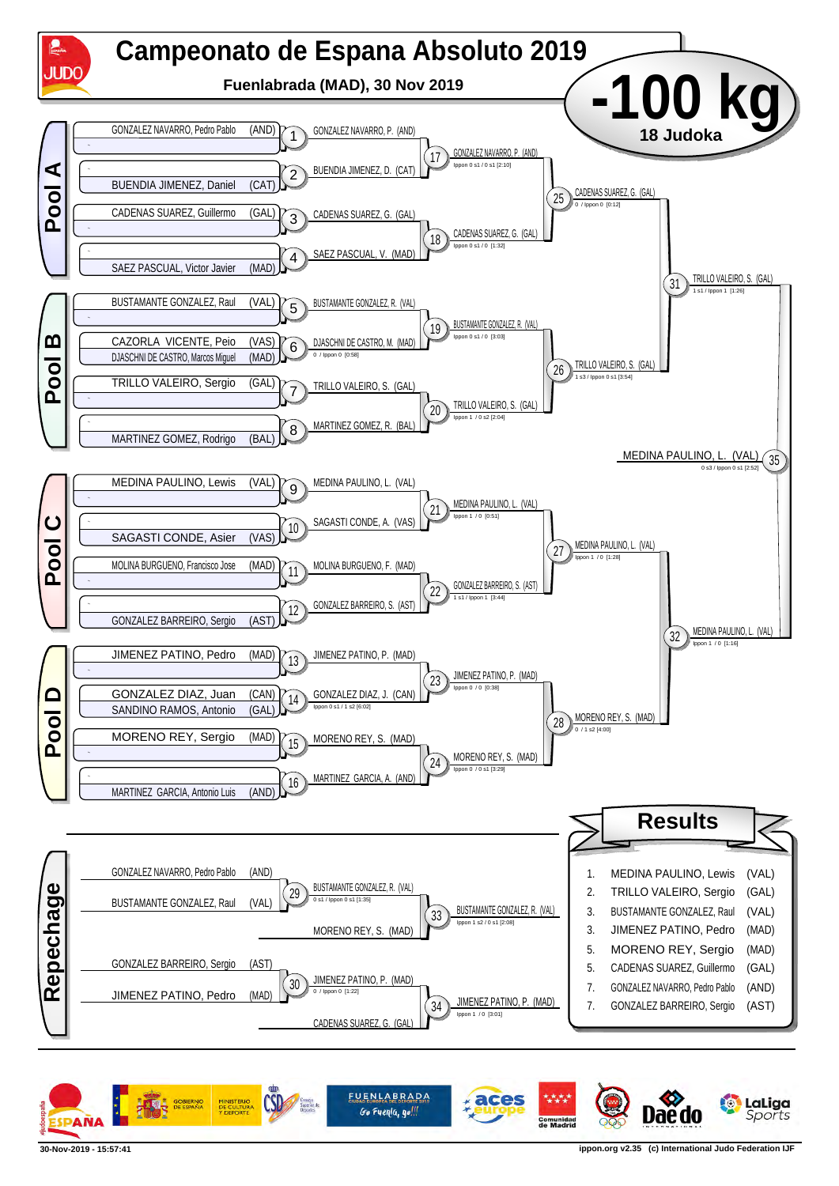# Campeonato de Espana Absoluto 2019

**Fuenlabrada (MAD), 30 Nov 2019**

# -100 kg

**18 Judoka**

## Pool A

| # | Judoka | Winner |
|---|---|---|
| 1 | GONZALEZ NAVARRO, Pedro Pablo (AND) – | GONZALEZ NAVARRO, P. (AND) |
| 2 | – BUENDIA JIMENEZ, Daniel (CAT) | BUENDIA JIMENEZ, D. (CAT) |
| 3 | CADENAS SUAREZ, Guillermo (GAL) – | CADENAS SUAREZ, G. (GAL) |
| 4 | – SAEZ PASCUAL, Victor Javier (MAD) | SAEZ PASCUAL, V. (MAD) |

- 17: GONZALEZ NAVARRO, P. (AND) — Ippon 0 s1 / 0 s1 [2:10]
- 18: CADENAS SUAREZ, G. (GAL) — Ippon 0 s1 / 0 [1:32]
- 25: CADENAS SUAREZ, G. (GAL) — 0 / Ippon 0 [0:12]

## Pool B

| # | Judoka | Winner |
|---|---|---|
| 5 | BUSTAMANTE GONZALEZ, Raul (VAL) – | BUSTAMANTE GONZALEZ, R. (VAL) |
| 6 | CAZORLA VICENTE, Peio (VAS) / DJASCHNI DE CASTRO, Marcos Miguel (MAD) | DJASCHNI DE CASTRO, M. (MAD) — 0 / Ippon 0 [0:58] |
| 7 | TRILLO VALEIRO, Sergio (GAL) – | TRILLO VALEIRO, S. (GAL) |
| 8 | – MARTINEZ GOMEZ, Rodrigo (BAL) | MARTINEZ GOMEZ, R. (BAL) |

- 19: BUSTAMANTE GONZALEZ, R. (VAL) — Ippon 0 s1 / 0 [3:03]
- 20: TRILLO VALEIRO, S. (GAL) — Ippon 1 / 0 s2 [2:04]
- 26: TRILLO VALEIRO, S. (GAL) — 1 s3 / Ippon 0 s1 [3:54]
- 31: TRILLO VALEIRO, S. (GAL) — 1 s1 / Ippon 1 [1:26]

## Pool C

| # | Judoka | Winner |
|---|---|---|
| 9 | MEDINA PAULINO, Lewis (VAL) – | MEDINA PAULINO, L. (VAL) |
| 10 | – SAGASTI CONDE, Asier (VAS) | SAGASTI CONDE, A. (VAS) |
| 11 | MOLINA BURGUENO, Francisco Jose (MAD) – | MOLINA BURGUENO, F. (MAD) |
| 12 | – GONZALEZ BARREIRO, Sergio (AST) | GONZALEZ BARREIRO, S. (AST) |

- 21: MEDINA PAULINO, L. (VAL) — Ippon 1 / 0 [0:51]
- 22: GONZALEZ BARREIRO, S. (AST) — 1 s1 / Ippon 1 [3:44]
- 27: MEDINA PAULINO, L. (VAL) — Ippon 1 / 0 [1:28]

## Pool D

| # | Judoka | Winner |
|---|---|---|
| 13 | JIMENEZ PATINO, Pedro (MAD) – | JIMENEZ PATINO, P. (MAD) |
| 14 | GONZALEZ DIAZ, Juan (CAN) / SANDINO RAMOS, Antonio (GAL) | GONZALEZ DIAZ, J. (CAN) — Ippon 0 s1 / 1 s2 [6:02] |
| 15 | MORENO REY, Sergio (MAD) – | MORENO REY, S. (MAD) |
| 16 | – MARTINEZ GARCIA, Antonio Luis (AND) | MARTINEZ GARCIA, A. (AND) |

- 23: JIMENEZ PATINO, P. (MAD) — Ippon 0 / 0 [0:38]
- 24: MORENO REY, S. (MAD) — Ippon 0 / 0 s1 [3:29]
- 28: MORENO REY, S. (MAD) — 0 / 1 s2 [4:00]
- 32: MEDINA PAULINO, L. (VAL) — Ippon 1 / 0 [1:16]

## Final

- 35: MEDINA PAULINO, L. (VAL) — 0 s3 / Ippon 0 s1 [2:52]

## Repechage

- 29: GONZALEZ NAVARRO, Pedro Pablo (AND) vs BUSTAMANTE GONZALEZ, Raul (VAL) → BUSTAMANTE GONZALEZ, R. (VAL) — 0 s1 / Ippon 0 s1 [1:35]
- 33: BUSTAMANTE GONZALEZ, R. (VAL) vs MORENO REY, S. (MAD) → BUSTAMANTE GONZALEZ, R. (VAL) — Ippon 1 s2 / 0 s1 [2:08]
- 30: GONZALEZ BARREIRO, Sergio (AST) vs JIMENEZ PATINO, Pedro (MAD) → JIMENEZ PATINO, P. (MAD) — 0 / Ippon 0 [1:22]
- 34: JIMENEZ PATINO, P. (MAD) vs CADENAS SUAREZ, G. (GAL) → JIMENEZ PATINO, P. (MAD) — Ippon 1 / 0 [3:01]

## Results

| Place | Name | Team |
|---|---|---|
| 1. | MEDINA PAULINO, Lewis | (VAL) |
| 2. | TRILLO VALEIRO, Sergio | (GAL) |
| 3. | BUSTAMANTE GONZALEZ, Raul | (VAL) |
| 3. | JIMENEZ PATINO, Pedro | (MAD) |
| 5. | MORENO REY, Sergio | (MAD) |
| 5. | CADENAS SUAREZ, Guillermo | (GAL) |
| 7. | GONZALEZ NAVARRO, Pedro Pablo | (AND) |
| 7. | GONZALEZ BARREIRO, Sergio | (AST) |

30-Nov-2019 - 15:57:41

ippon.org v2.35 (c) International Judo Federation IJF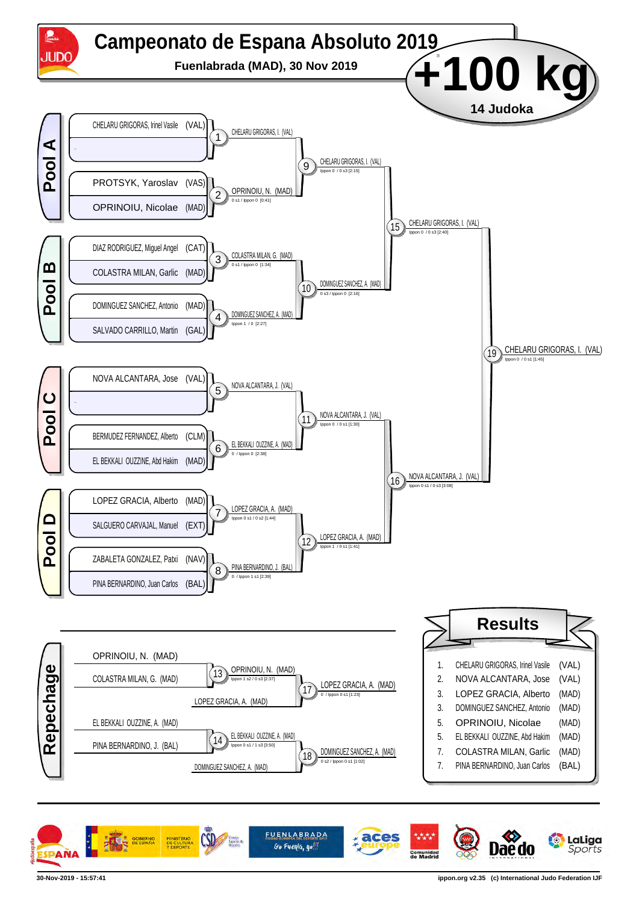# Campeonato de Espana Absoluto 2019

**Fuenlabrada (MAD), 30 Nov 2019**

## +100 kg

**14 Judoka**

## Pool A

- CHELARU GRIGORAS, Irinel Vasile (VAL)
- –
- PROTSYK, Yaroslav (VAS)
- OPRINOIU, Nicolae (MAD)

1: CHELARU GRIGORAS, I. (VAL)

2: OPRINOIU, N. (MAD) — 0 s1 / Ippon 0 [0:41]

9: CHELARU GRIGORAS, I. (VAL) — Ippon 0 / 0 s3 [2:15]

## Pool B

- DIAZ RODRIGUEZ, Miguel Angel (CAT)
- COLASTRA MILAN, Garlic (MAD)
- DOMINGUEZ SANCHEZ, Antonio (MAD)
- SALVADO CARRILLO, Martin (GAL)

3: COLASTRA MILAN, G. (MAD) — 0 s1 / Ippon 0 [1:34]

4: DOMINGUEZ SANCHEZ, A. (MAD) — Ippon 1 / 0 [2:27]

10: DOMINGUEZ SANCHEZ, A. (MAD) — 0 s3 / Ippon 0 [2:16]

15: CHELARU GRIGORAS, I. (VAL) — Ippon 0 / 0 s3 [2:40]

19: CHELARU GRIGORAS, I. (VAL) — Ippon 0 / 0 s1 [1:45]

## Pool C

- NOVA ALCANTARA, Jose (VAL)
- –
- BERMUDEZ FERNANDEZ, Alberto (CLM)
- EL BEKKALI OUZZINE, Abd Hakim (MAD)

5: NOVA ALCANTARA, J. (VAL)

6: EL BEKKALI OUZZINE, A. (MAD) — 0 / Ippon 0 [2:38]

11: NOVA ALCANTARA, J. (VAL) — Ippon 0 / 0 s1 [1:30]

## Pool D

- LOPEZ GRACIA, Alberto (MAD)
- SALGUERO CARVAJAL, Manuel (EXT)
- ZABALETA GONZALEZ, Patxi (NAV)
- PINA BERNARDINO, Juan Carlos (BAL)

7: LOPEZ GRACIA, A. (MAD) — Ippon 0 s1 / 0 s2 [1:44]

8: PINA BERNARDINO, J. (BAL) — 0 / Ippon 1 s1 [2:39]

12: LOPEZ GRACIA, A. (MAD) — Ippon 1 / 0 s1 [1:41]

16: NOVA ALCANTARA, J. (VAL) — Ippon 0 s1 / 0 s3 [3:08]

## Repechage

13: OPRINOIU, N. (MAD) vs COLASTRA MILAN, G. (MAD) — OPRINOIU, N. (MAD) — Ippon 1 s2 / 0 s3 [2:37]

17: OPRINOIU, N. (MAD) vs LOPEZ GRACIA, A. (MAD) — LOPEZ GRACIA, A. (MAD) — 0 / Ippon 0 s1 [1:23]

14: EL BEKKALI OUZZINE, A. (MAD) vs PINA BERNARDINO, J. (BAL) — EL BEKKALI OUZZINE, A. (MAD) — Ippon 0 s1 / 1 s3 [3:50]

18: EL BEKKALI OUZZINE, A. (MAD) vs DOMINGUEZ SANCHEZ, A. (MAD) — DOMINGUEZ SANCHEZ, A. (MAD) — 0 s2 / Ippon 0 s1 [1:02]

## Results

| Place | Name | Team |
|---|---|---|
| 1. | CHELARU GRIGORAS, Irinel Vasile | (VAL) |
| 2. | NOVA ALCANTARA, Jose | (VAL) |
| 3. | LOPEZ GRACIA, Alberto | (MAD) |
| 3. | DOMINGUEZ SANCHEZ, Antonio | (MAD) |
| 5. | OPRINOIU, Nicolae | (MAD) |
| 5. | EL BEKKALI OUZZINE, Abd Hakim | (MAD) |
| 7. | COLASTRA MILAN, Garlic | (MAD) |
| 7. | PINA BERNARDINO, Juan Carlos | (BAL) |

30-Nov-2019 - 15:57:41 ippon.org v2.35 (c) International Judo Federation IJF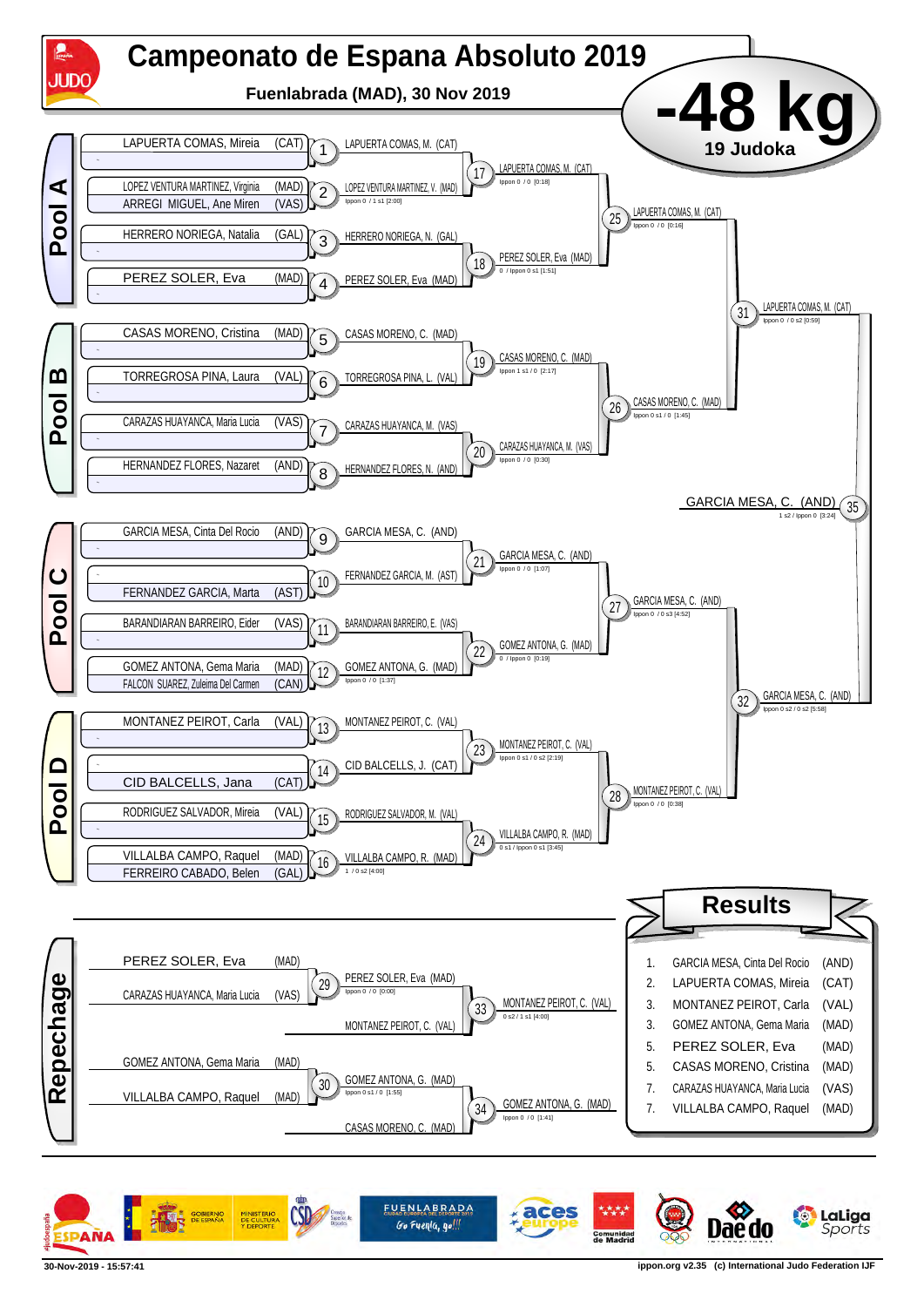# Campeonato de Espana Absoluto 2019

**Fuenlabrada (MAD), 30 Nov 2019**

## -48 kg

**19 Judoka**

### Pool A

| Athlete | Club |
|---|---|
| LAPUERTA COMAS, Mireia | (CAT) |
| - | |
| LOPEZ VENTURA MARTINEZ, Virginia | (MAD) |
| ARREGI MIGUEL, Ane Miren | (VAS) |
| HERRERO NORIEGA, Natalia | (GAL) |
| - | |
| PEREZ SOLER, Eva | (MAD) |
| - | |

- 1: LAPUERTA COMAS, M. (CAT)
- 2: LOPEZ VENTURA MARTINEZ, V. (MAD) — Ippon 0 / 1 s1 [2:00]
- 3: HERRERO NORIEGA, N. (GAL)
- 4: PEREZ SOLER, Eva (MAD)
- 17: LAPUERTA COMAS, M. (CAT) — Ippon 0 / 0 [0:18]
- 18: PEREZ SOLER, Eva (MAD) — 0 / Ippon 0 s1 [1:51]
- 25: LAPUERTA COMAS, M. (CAT) — Ippon 0 / 0 [0:16]

### Pool B

| Athlete | Club |
|---|---|
| CASAS MORENO, Cristina | (MAD) |
| - | |
| TORREGROSA PINA, Laura | (VAL) |
| - | |
| CARAZAS HUAYANCA, Maria Lucia | (VAS) |
| - | |
| HERNANDEZ FLORES, Nazaret | (AND) |
| - | |

- 5: CASAS MORENO, C. (MAD)
- 6: TORREGROSA PINA, L. (VAL)
- 7: CARAZAS HUAYANCA, M. (VAS)
- 8: HERNANDEZ FLORES, N. (AND)
- 19: CASAS MORENO, C. (MAD) — Ippon 1 s1 / 0 [2:17]
- 20: CARAZAS HUAYANCA, M. (VAS) — Ippon 0 / 0 [0:30]
- 26: CASAS MORENO, C. (MAD) — Ippon 0 s1 / 0 [1:45]

- 31: LAPUERTA COMAS, M. (CAT) — Ippon 0 / 0 s2 [0:59]

### Pool C

| Athlete | Club |
|---|---|
| GARCIA MESA, Cinta Del Rocio | (AND) |
| - | |
| - | |
| FERNANDEZ GARCIA, Marta | (AST) |
| BARANDIARAN BARREIRO, Eider | (VAS) |
| - | |
| GOMEZ ANTONA, Gema Maria | (MAD) |
| FALCON SUAREZ, Zuleima Del Carmen | (CAN) |

- 9: GARCIA MESA, C. (AND)
- 10: FERNANDEZ GARCIA, M. (AST)
- 11: BARANDIARAN BARREIRO, E. (VAS)
- 12: GOMEZ ANTONA, G. (MAD) — Ippon 0 / 0 [1:37]
- 21: GARCIA MESA, C. (AND) — Ippon 0 / 0 [1:07]
- 22: GOMEZ ANTONA, G. (MAD) — 0 / Ippon 0 [0:19]
- 27: GARCIA MESA, C. (AND) — Ippon 0 / 0 s3 [4:52]

### Pool D

| Athlete | Club |
|---|---|
| MONTANEZ PEIROT, Carla | (VAL) |
| - | |
| - | |
| CID BALCELLS, Jana | (CAT) |
| RODRIGUEZ SALVADOR, Mireia | (VAL) |
| - | |
| VILLALBA CAMPO, Raquel | (MAD) |
| FERREIRO CABADO, Belen | (GAL) |

- 13: MONTANEZ PEIROT, C. (VAL)
- 14: CID BALCELLS, J. (CAT)
- 15: RODRIGUEZ SALVADOR, M. (VAL)
- 16: VILLALBA CAMPO, R. (MAD) — 1 / 0 s2 [4:00]
- 23: MONTANEZ PEIROT, C. (VAL) — Ippon 0 s1 / 0 s2 [2:19]
- 24: VILLALBA CAMPO, R. (MAD) — 0 s1 / Ippon 0 s1 [3:45]
- 28: MONTANEZ PEIROT, C. (VAL) — Ippon 0 / 0 [0:38]

- 32: GARCIA MESA, C. (AND) — Ippon 0 s2 / 0 s2 [5:58]

**Final — 35: GARCIA MESA, C. (AND)** — 1 s2 / Ippon 0 [3:24]

### Repechage

| Athlete | Club |
|---|---|
| PEREZ SOLER, Eva | (MAD) |
| CARAZAS HUAYANCA, Maria Lucia | (VAS) |
| GOMEZ ANTONA, Gema Maria | (MAD) |
| VILLALBA CAMPO, Raquel | (MAD) |

- 29: PEREZ SOLER, Eva (MAD) — Ippon 0 / 0 [0:00]
- 30: GOMEZ ANTONA, G. (MAD) — Ippon 0 s1 / 0 [1:55]
- 33: MONTANEZ PEIROT, C. (VAL) vs PEREZ SOLER, Eva (MAD) → MONTANEZ PEIROT, C. (VAL) — 0 s2 / 1 s1 [4:00]
- 34: CASAS MORENO, C. (MAD) vs GOMEZ ANTONA, G. (MAD) → GOMEZ ANTONA, G. (MAD) — Ippon 0 / 0 [1:41]

### Results

| Place | Athlete | Club |
|---|---|---|
| 1. | GARCIA MESA, Cinta Del Rocio | (AND) |
| 2. | LAPUERTA COMAS, Mireia | (CAT) |
| 3. | MONTANEZ PEIROT, Carla | (VAL) |
| 3. | GOMEZ ANTONA, Gema Maria | (MAD) |
| 5. | PEREZ SOLER, Eva | (MAD) |
| 5. | CASAS MORENO, Cristina | (MAD) |
| 7. | CARAZAS HUAYANCA, Maria Lucia | (VAS) |
| 7. | VILLALBA CAMPO, Raquel | (MAD) |

30-Nov-2019 - 15:57:41 — ippon.org v2.35 (c) International Judo Federation IJF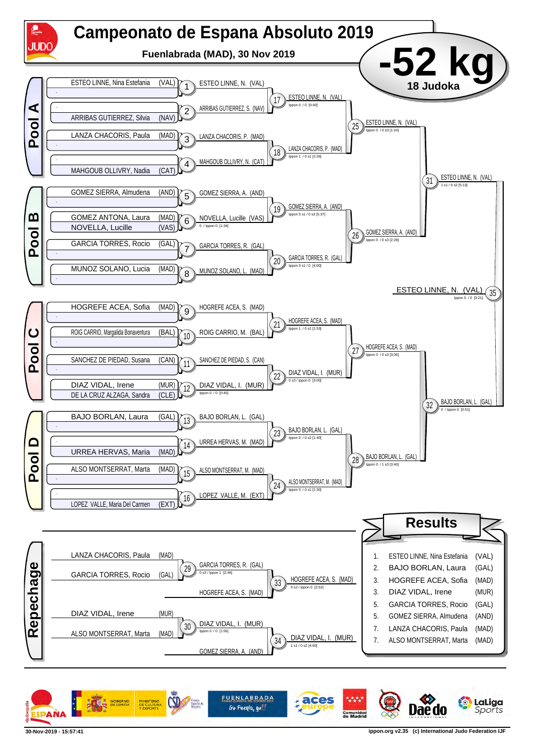# Campeonato de Espana Absoluto 2019

**Fuenlabrada (MAD), 30 Nov 2019**

## -52 kg

**18 Judoka**

### Pool A

| Athlete | Country |
|---|---|
| ESTEO LINNE, Nina Estefania | (VAL) |
| ARRIBAS GUTIERREZ, Silvia | (NAV) |
| LANZA CHACORIS, Paula | (MAD) |
| MAHGOUB OLLIVRY, Nadia | (CAT) |

- 1: ESTEO LINNE, N. (VAL)
- 2: ARRIBAS GUTIERREZ, S. (NAV)
- 3: LANZA CHACORIS, P. (MAD)
- 4: MAHGOUB OLLIVRY, N. (CAT)
- 17: ESTEO LINNE, N. (VAL) — Ippon 0 / 0 [0:40]
- 18: LANZA CHACORIS, P. (MAD) — Ippon 1 / 0 s1 [2:26]
- 25: ESTEO LINNE, N. (VAL) — Ippon 0 / 0 s3 [1:24]

### Pool B

| Athlete | Country |
|---|---|
| GOMEZ SIERRA, Almudena | (AND) |
| GOMEZ ANTONA, Laura | (MAD) |
| NOVELLA, Lucille | (VAS) |
| GARCIA TORRES, Rocio | (GAL) |
| MUNOZ SOLANO, Lucia | (MAD) |

- 5: GOMEZ SIERRA, A. (AND)
- 6: NOVELLA, Lucille (VAS) — 0 / Ippon 0 [1:34]
- 7: GARCIA TORRES, R. (GAL)
- 8: MUNOZ SOLANO, L. (MAD)
- 19: GOMEZ SIERRA, A. (AND) — Ippon 0 s1 / 0 s3 [5:37]
- 20: GARCIA TORRES, R. (GAL) — Ippon 0 s1 / 0 [4:00]
- 26: GOMEZ SIERRA, A. (AND) — Ippon 0 / 0 s3 [2:28]

- 31: ESTEO LINNE, N. (VAL) — 1 s1 / 0 s2 [5:13]

### Pool C

| Athlete | Country |
|---|---|
| HOGREFE ACEA, Sofia | (MAD) |
| ROIG CARRIO, Margalida Bonaventura | (BAL) |
| SANCHEZ DE PIEDAD, Susana | (CAN) |
| DIAZ VIDAL, Irene | (MUR) |
| DE LA CRUZ ALZAGA, Sandra | (CLE) |

- 9: HOGREFE ACEA, S. (MAD)
- 10: ROIG CARRIO, M. (BAL)
- 11: SANCHEZ DE PIEDAD, S. (CAN)
- 12: DIAZ VIDAL, I. (MUR) — Ippon 0 / 0 [0:45]
- 21: HOGREFE ACEA, S. (MAD) — Ippon 1 / 0 s1 [1:53]
- 22: DIAZ VIDAL, I. (MUR) — 0 s3 / Ippon 0 [3:00]
- 27: HOGREFE ACEA, S. (MAD) — Ippon 0 / 0 s3 [3:06]

### Pool D

| Athlete | Country |
|---|---|
| BAJO BORLAN, Laura | (GAL) |
| URREA HERVAS, Maria | (MAD) |
| ALSO MONTSERRAT, Marta | (MAD) |
| LOPEZ VALLE, Maria Del Carmen | (EXT) |

- 13: BAJO BORLAN, L. (GAL)
- 14: URREA HERVAS, M. (MAD)
- 15: ALSO MONTSERRAT, M. (MAD)
- 16: LOPEZ VALLE, M. (EXT)
- 23: BAJO BORLAN, L. (GAL) — Ippon 0 / 0 s2 [1:40]
- 24: ALSO MONTSERRAT, M. (MAD) — Ippon 0 / 0 s1 [1:30]
- 28: BAJO BORLAN, L. (GAL) — Ippon 0 / 1 s3 [3:40]

- 32: BAJO BORLAN, L. (GAL) — 0 / Ippon 0 [0:51]

### Final

- 35: ESTEO LINNE, N. (VAL) — Ippon 0 / 0 [3:21]

### Repechage

- 29: LANZA CHACORIS, Paula (MAD) vs GARCIA TORRES, Rocio (GAL) → GARCIA TORRES, R. (GAL) — 0 s3 / Ippon 1 [2:46]
- 33: GARCIA TORRES, R. (GAL) vs HOGREFE ACEA, S. (MAD) → HOGREFE ACEA, S. (MAD) — 0 s2 / Ippon 0 [2:52]
- 30: DIAZ VIDAL, Irene (MUR) vs ALSO MONTSERRAT, Marta (MAD) → DIAZ VIDAL, I. (MUR) — Ippon 0 / 0 [1:55]
- 34: DIAZ VIDAL, I. (MUR) vs GOMEZ SIERRA, A. (AND) → DIAZ VIDAL, I. (MUR) — 1 s1 / 0 s2 [4:00]

### Results

| Place | Athlete | Country |
|---|---|---|
| 1. | ESTEO LINNE, Nina Estefania | (VAL) |
| 2. | BAJO BORLAN, Laura | (GAL) |
| 3. | HOGREFE ACEA, Sofia | (MAD) |
| 3. | DIAZ VIDAL, Irene | (MUR) |
| 5. | GARCIA TORRES, Rocio | (GAL) |
| 5. | GOMEZ SIERRA, Almudena | (AND) |
| 7. | LANZA CHACORIS, Paula | (MAD) |
| 7. | ALSO MONTSERRAT, Marta | (MAD) |

30-Nov-2019 - 15:57:41

ippon.org v2.35 (c) International Judo Federation IJF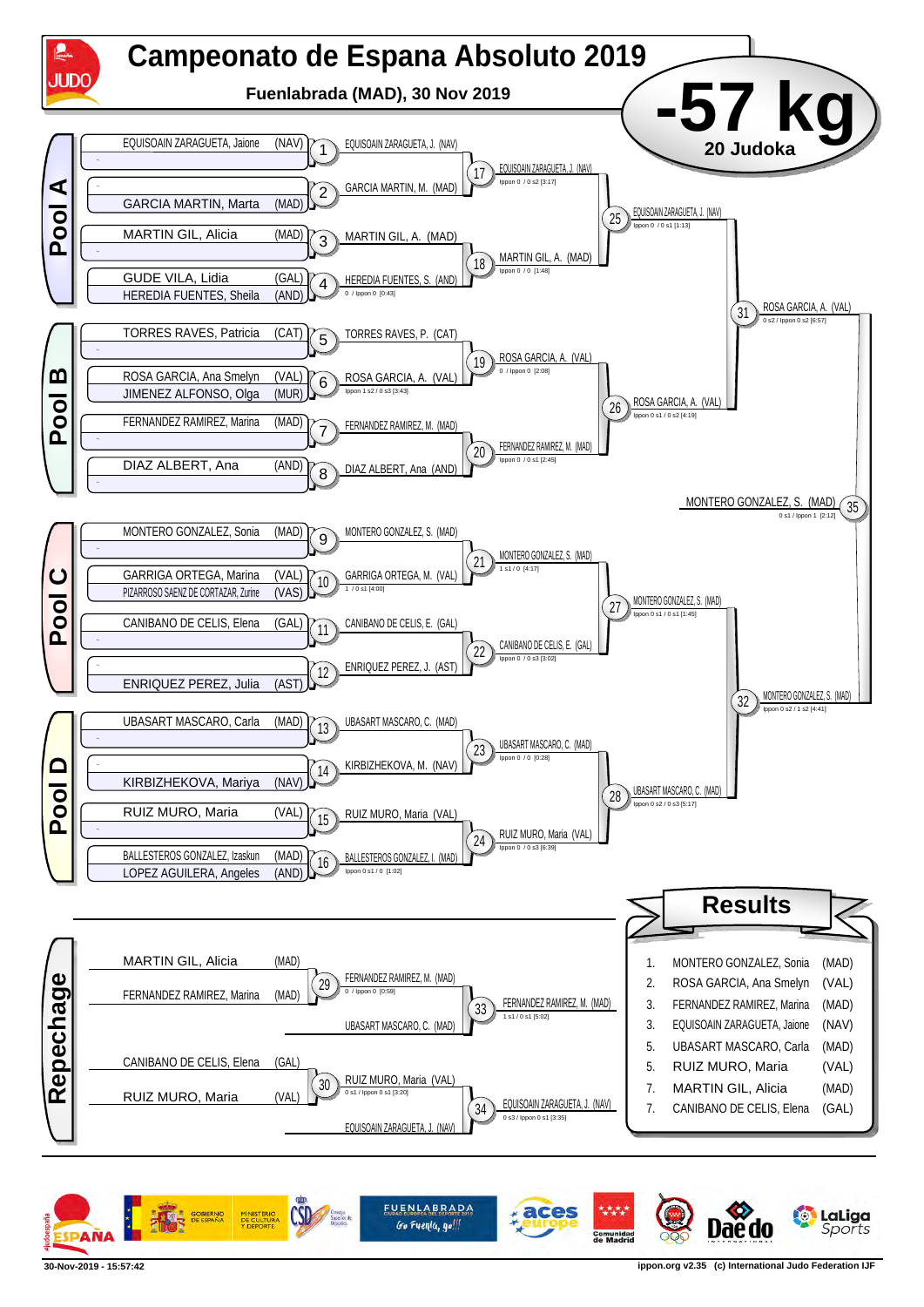# Campeonato de Espana Absoluto 2019

**Fuenlabrada (MAD), 30 Nov 2019**

## -57 kg

**20 Judoka**

### Pool A

| Competitor | Team | Match | Winner | Score |
|---|---|---|---|---|
| EQUISOAIN ZARAGUETA, Jaione | (NAV) | 1 | EQUISOAIN ZARAGUETA, J. (NAV) | |
| ~ | | | | |
| ~ | | 2 | GARCIA MARTIN, M. (MAD) | |
| GARCIA MARTIN, Marta | (MAD) | | | |
| MARTIN GIL, Alicia | (MAD) | 3 | MARTIN GIL, A. (MAD) | |
| ~ | | | | |
| GUDE VILA, Lidia | (GAL) | 4 | HEREDIA FUENTES, S. (AND) | 0 / Ippon 0 [0:43] |
| HEREDIA FUENTES, Sheila | (AND) | | | |

- 17: EQUISOAIN ZARAGUETA, J. (NAV) — Ippon 0 / 0 s2 [3:17]
- 18: MARTIN GIL, A. (MAD) — Ippon 0 / 0 [1:48]
- 25: EQUISOAIN ZARAGUETA, J. (NAV) — Ippon 0 / 0 s1 [1:13]

### Pool B

| Competitor | Team | Match | Winner | Score |
|---|---|---|---|---|
| TORRES RAVES, Patricia | (CAT) | 5 | TORRES RAVES, P. (CAT) | |
| ~ | | | | |
| ROSA GARCIA, Ana Smelyn | (VAL) | 6 | ROSA GARCIA, A. (VAL) | Ippon 1 s2 / 0 s3 [3:43] |
| JIMENEZ ALFONSO, Olga | (MUR) | | | |
| FERNANDEZ RAMIREZ, Marina | (MAD) | 7 | FERNANDEZ RAMIREZ, M. (MAD) | |
| ~ | | | | |
| DIAZ ALBERT, Ana | (AND) | 8 | DIAZ ALBERT, Ana (AND) | |
| ~ | | | | |

- 19: ROSA GARCIA, A. (VAL) — 0 / Ippon 0 [2:08]
- 20: FERNANDEZ RAMIREZ, M. (MAD) — Ippon 0 / 0 s1 [2:45]
- 26: ROSA GARCIA, A. (VAL) — Ippon 0 s1 / 0 s2 [4:19]
- 31: ROSA GARCIA, A. (VAL) — 0 s2 / Ippon 0 s2 [6:57]

### Final

- 35: MONTERO GONZALEZ, S. (MAD) — 0 s1 / Ippon 1 [2:12]

### Pool C

| Competitor | Team | Match | Winner | Score |
|---|---|---|---|---|
| MONTERO GONZALEZ, Sonia | (MAD) | 9 | MONTERO GONZALEZ, S. (MAD) | |
| ~ | | | | |
| GARRIGA ORTEGA, Marina | (VAL) | 10 | GARRIGA ORTEGA, M. (VAL) | 1 / 0 s1 [4:00] |
| PIZARROSO SAENZ DE CORTAZAR, Zurine | (VAS) | | | |
| CANIBANO DE CELIS, Elena | (GAL) | 11 | CANIBANO DE CELIS, E. (GAL) | |
| ~ | | | | |
| ~ | | 12 | ENRIQUEZ PEREZ, J. (AST) | |
| ENRIQUEZ PEREZ, Julia | (AST) | | | |

- 21: MONTERO GONZALEZ, S. (MAD) — 1 s1 / 0 [4:17]
- 22: CANIBANO DE CELIS, E. (GAL) — Ippon 0 / 0 s3 [3:02]
- 27: MONTERO GONZALEZ, S. (MAD) — Ippon 0 s1 / 0 s1 [1:45]
- 32: MONTERO GONZALEZ, S. (MAD) — Ippon 0 s2 / 1 s2 [4:41]

### Pool D

| Competitor | Team | Match | Winner | Score |
|---|---|---|---|---|
| UBASART MASCARO, Carla | (MAD) | 13 | UBASART MASCARO, C. (MAD) | |
| ~ | | | | |
| ~ | | 14 | KIRBIZHEKOVA, M. (NAV) | |
| KIRBIZHEKOVA, Mariya | (NAV) | | | |
| RUIZ MURO, Maria | (VAL) | 15 | RUIZ MURO, Maria (VAL) | |
| ~ | | | | |
| BALLESTEROS GONZALEZ, Izaskun | (MAD) | 16 | BALLESTEROS GONZALEZ, I. (MAD) | Ippon 0 s1 / 0 [1:02] |
| LOPEZ AGUILERA, Angeles | (AND) | | | |

- 23: UBASART MASCARO, C. (MAD) — Ippon 0 / 0 [0:28]
- 24: RUIZ MURO, Maria (VAL) — Ippon 0 / 0 s3 [6:39]
- 28: UBASART MASCARO, C. (MAD) — Ippon 0 s2 / 0 s3 [5:17]

### Repechage

| Competitor | Team | Match | Winner | Score |
|---|---|---|---|---|
| MARTIN GIL, Alicia | (MAD) | 29 | FERNANDEZ RAMIREZ, M. (MAD) | 0 / Ippon 0 [0:59] |
| FERNANDEZ RAMIREZ, Marina | (MAD) | | | |
| UBASART MASCARO, C. (MAD) | | 33 | FERNANDEZ RAMIREZ, M. (MAD) | 1 s1 / 0 s1 [5:02] |
| CANIBANO DE CELIS, Elena | (GAL) | 30 | RUIZ MURO, Maria (VAL) | 0 s1 / Ippon 0 s1 [3:20] |
| RUIZ MURO, Maria | (VAL) | | | |
| EQUISOAIN ZARAGUETA, J. (NAV) | | 34 | EQUISOAIN ZARAGUETA, J. (NAV) | 0 s3 / Ippon 0 s1 [3:35] |

## Results

| Rank | Name | Team |
|---|---|---|
| 1. | MONTERO GONZALEZ, Sonia | (MAD) |
| 2. | ROSA GARCIA, Ana Smelyn | (VAL) |
| 3. | FERNANDEZ RAMIREZ, Marina | (MAD) |
| 3. | EQUISOAIN ZARAGUETA, Jaione | (NAV) |
| 5. | UBASART MASCARO, Carla | (MAD) |
| 5. | RUIZ MURO, Maria | (VAL) |
| 7. | MARTIN GIL, Alicia | (MAD) |
| 7. | CANIBANO DE CELIS, Elena | (GAL) |

30-Nov-2019 - 15:57:42 — ippon.org v2.35 (c) International Judo Federation IJF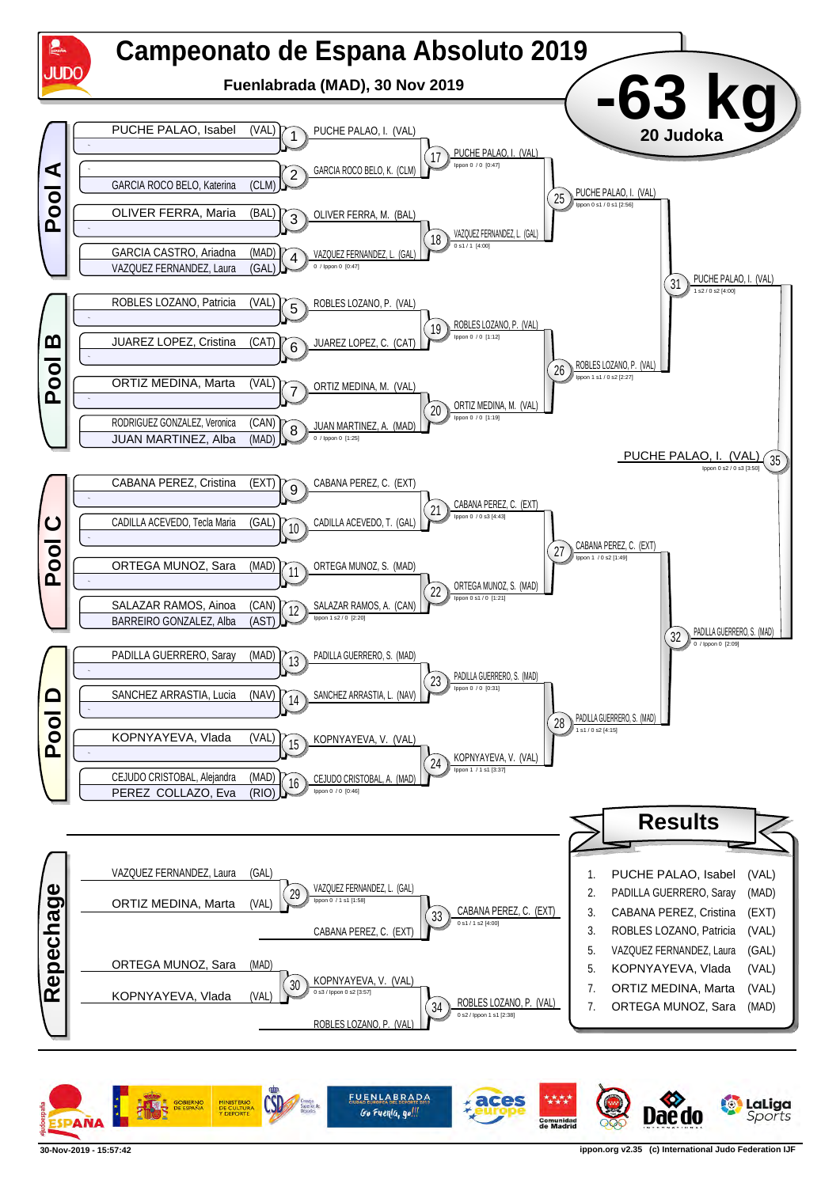# Campeonato de Espana Absoluto 2019

**Fuenlabrada (MAD), 30 Nov 2019**

**-63 kg** — 20 Judoka

## Pool A

| Draw | Round 1 | Round 2 | Round 3 |
|---|---|---|---|
| PUCHE PALAO, Isabel (VAL) | 1: PUCHE PALAO, I. (VAL) | 17: PUCHE PALAO, I. (VAL) — Ippon 0 / 0 [0:47] | 25: PUCHE PALAO, I. (VAL) — Ippon 0 s1 / 0 s1 [2:56] |
| GARCIA ROCO BELO, Katerina (CLM) | 2: GARCIA ROCO BELO, K. (CLM) | | |
| OLIVER FERRA, Maria (BAL) | 3: OLIVER FERRA, M. (BAL) | 18: VAZQUEZ FERNANDEZ, L. (GAL) — 0 s1 / 1 [4:00] | |
| GARCIA CASTRO, Ariadna (MAD) / VAZQUEZ FERNANDEZ, Laura (GAL) | 4: VAZQUEZ FERNANDEZ, L. (GAL) — 0 / Ippon 0 [0:47] | | |

## Pool B

| Draw | Round 1 | Round 2 | Round 3 |
|---|---|---|---|
| ROBLES LOZANO, Patricia (VAL) | 5: ROBLES LOZANO, P. (VAL) | 19: ROBLES LOZANO, P. (VAL) — Ippon 0 / 0 [1:12] | 26: ROBLES LOZANO, P. (VAL) — Ippon 1 s1 / 0 s2 [2:27] |
| JUAREZ LOPEZ, Cristina (CAT) | 6: JUAREZ LOPEZ, C. (CAT) | | |
| ORTIZ MEDINA, Marta (VAL) | 7: ORTIZ MEDINA, M. (VAL) | 20: ORTIZ MEDINA, M. (VAL) — Ippon 0 / 0 [1:19] | |
| RODRIGUEZ GONZALEZ, Veronica (CAN) / JUAN MARTINEZ, Alba (MAD) | 8: JUAN MARTINEZ, A. (MAD) — 0 / Ippon 0 [1:25] | | |

31: PUCHE PALAO, I. (VAL) — 1 s2 / 0 s2 [4:00]

## Pool C

| Draw | Round 1 | Round 2 | Round 3 |
|---|---|---|---|
| CABANA PEREZ, Cristina (EXT) | 9: CABANA PEREZ, C. (EXT) | 21: CABANA PEREZ, C. (EXT) — Ippon 0 / 0 s3 [4:43] | 27: CABANA PEREZ, C. (EXT) — Ippon 1 / 0 s2 [1:49] |
| CADILLA ACEVEDO, Tecla Maria (GAL) | 10: CADILLA ACEVEDO, T. (GAL) | | |
| ORTEGA MUNOZ, Sara (MAD) | 11: ORTEGA MUNOZ, S. (MAD) | 22: ORTEGA MUNOZ, S. (MAD) — Ippon 0 s1 / 0 [1:21] | |
| SALAZAR RAMOS, Ainoa (CAN) / BARREIRO GONZALEZ, Alba (AST) | 12: SALAZAR RAMOS, A. (CAN) — Ippon 1 s2 / 0 [2:20] | | |

## Pool D

| Draw | Round 1 | Round 2 | Round 3 |
|---|---|---|---|
| PADILLA GUERRERO, Saray (MAD) | 13: PADILLA GUERRERO, S. (MAD) | 23: PADILLA GUERRERO, S. (MAD) — Ippon 0 / 0 [0:31] | 28: PADILLA GUERRERO, S. (MAD) — 1 s1 / 0 s2 [4:15] |
| SANCHEZ ARRASTIA, Lucia (NAV) | 14: SANCHEZ ARRASTIA, L. (NAV) | | |
| KOPNYAYEVA, Vlada (VAL) | 15: KOPNYAYEVA, V. (VAL) | 24: KOPNYAYEVA, V. (VAL) — Ippon 1 / 1 s1 [3:37] | |
| CEJUDO CRISTOBAL, Alejandra (MAD) / PEREZ COLLAZO, Eva (RIO) | 16: CEJUDO CRISTOBAL, A. (MAD) — Ippon 0 / 0 [0:46] | | |

32: PADILLA GUERRERO, S. (MAD) — 0 / Ippon 0 [2:09]

35 (Final): PUCHE PALAO, I. (VAL) — Ippon 0 s2 / 0 s3 [3:50]

## Repechage

| Contest | Competitors | Winner |
|---|---|---|
| 29 | VAZQUEZ FERNANDEZ, Laura (GAL) vs ORTIZ MEDINA, Marta (VAL) | VAZQUEZ FERNANDEZ, L. (GAL) — Ippon 0 / 1 s1 [1:58] |
| 33 | VAZQUEZ FERNANDEZ, L. (GAL) vs CABANA PEREZ, C. (EXT) | CABANA PEREZ, C. (EXT) — 0 s1 / 1 s2 [4:00] |
| 30 | ORTEGA MUNOZ, Sara (MAD) vs KOPNYAYEVA, Vlada (VAL) | KOPNYAYEVA, V. (VAL) — 0 s3 / Ippon 0 s2 [3:57] |
| 34 | KOPNYAYEVA, V. (VAL) vs ROBLES LOZANO, P. (VAL) | ROBLES LOZANO, P. (VAL) — 0 s2 / Ippon 1 s1 [2:38] |

## Results

| Place | Name | Team |
|---|---|---|
| 1. | PUCHE PALAO, Isabel | (VAL) |
| 2. | PADILLA GUERRERO, Saray | (MAD) |
| 3. | CABANA PEREZ, Cristina | (EXT) |
| 3. | ROBLES LOZANO, Patricia | (VAL) |
| 5. | VAZQUEZ FERNANDEZ, Laura | (GAL) |
| 5. | KOPNYAYEVA, Vlada | (VAL) |
| 7. | ORTIZ MEDINA, Marta | (VAL) |
| 7. | ORTEGA MUNOZ, Sara | (MAD) |

30-Nov-2019 - 15:57:42 — ippon.org v2.35 (c) International Judo Federation IJF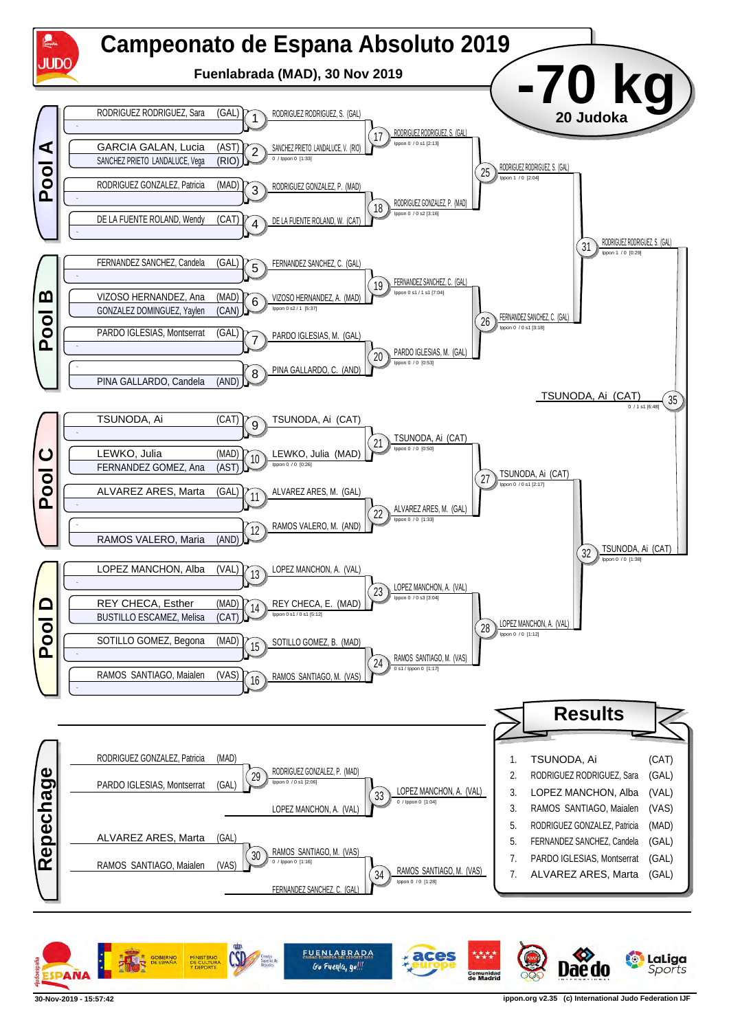# Campeonato de Espana Absoluto 2019

**Fuenlabrada (MAD), 30 Nov 2019**

# -70 kg

**20 Judoka**

## Pool A

| Athlete | Team | Match | Winner | Score |
|---|---|---|---|---|
| RODRIGUEZ RODRIGUEZ, Sara | (GAL) | 1 | RODRIGUEZ RODRIGUEZ, S. (GAL) | |
| - | | | | |
| GARCIA GALAN, Lucia | (AST) | 2 | SANCHEZ PRIETO LANDALUCE, V. (RIO) | 0 / Ippon 0 [1:33] |
| SANCHEZ PRIETO LANDALUCE, Vega | (RIO) | | | |
| RODRIGUEZ GONZALEZ, Patricia | (MAD) | 3 | RODRIGUEZ GONZALEZ, P. (MAD) | |
| - | | | | |
| DE LA FUENTE ROLAND, Wendy | (CAT) | 4 | DE LA FUENTE ROLAND, W. (CAT) | |
| - | | | | |

- 17: RODRIGUEZ RODRIGUEZ, S. (GAL) — Ippon 0 / 0 s1 [2:13]
- 18: RODRIGUEZ GONZALEZ, P. (MAD) — Ippon 0 / 0 s2 [3:16]
- 25: RODRIGUEZ RODRIGUEZ, S. (GAL) — Ippon 1 / 0 [2:04]

## Pool B

| Athlete | Team | Match | Winner | Score |
|---|---|---|---|---|
| FERNANDEZ SANCHEZ, Candela | (GAL) | 5 | FERNANDEZ SANCHEZ, C. (GAL) | |
| - | | | | |
| VIZOSO HERNANDEZ, Ana | (MAD) | 6 | VIZOSO HERNANDEZ, A. (MAD) | Ippon 0 s2 / 1 [5:37] |
| GONZALEZ DOMINGUEZ, Yaylen | (CAN) | | | |
| PARDO IGLESIAS, Montserrat | (GAL) | 7 | PARDO IGLESIAS, M. (GAL) | |
| - | | | | |
| - | | 8 | PINA GALLARDO, C. (AND) | |
| PINA GALLARDO, Candela | (AND) | | | |

- 19: FERNANDEZ SANCHEZ, C. (GAL) — Ippon 0 s1 / 1 s1 [7:04]
- 20: PARDO IGLESIAS, M. (GAL) — Ippon 0 / 0 [0:53]
- 26: FERNANDEZ SANCHEZ, C. (GAL) — Ippon 0 / 0 s1 [3:18]
- 31: RODRIGUEZ RODRIGUEZ, S. (GAL) — Ippon 1 / 0 [0:29]

## Pool C

| Athlete | Team | Match | Winner | Score |
|---|---|---|---|---|
| TSUNODA, Ai | (CAT) | 9 | TSUNODA, Ai (CAT) | |
| - | | | | |
| LEWKO, Julia | (MAD) | 10 | LEWKO, Julia (MAD) | Ippon 0 / 0 [0:26] |
| FERNANDEZ GOMEZ, Ana | (AST) | | | |
| ALVAREZ ARES, Marta | (GAL) | 11 | ALVAREZ ARES, M. (GAL) | |
| - | | | | |
| - | | 12 | RAMOS VALERO, M. (AND) | |
| RAMOS VALERO, Maria | (AND) | | | |

- 21: TSUNODA, Ai (CAT) — Ippon 0 / 0 [0:50]
- 22: ALVAREZ ARES, M. (GAL) — Ippon 0 / 0 [1:33]
- 27: TSUNODA, Ai (CAT) — Ippon 0 / 0 s1 [2:17]

## Pool D

| Athlete | Team | Match | Winner | Score |
|---|---|---|---|---|
| LOPEZ MANCHON, Alba | (VAL) | 13 | LOPEZ MANCHON, A. (VAL) | |
| - | | | | |
| REY CHECA, Esther | (MAD) | 14 | REY CHECA, E. (MAD) | Ippon 0 s1 / 0 s1 [5:12] |
| BUSTILLO ESCAMEZ, Melisa | (CAT) | | | |
| SOTILLO GOMEZ, Begona | (MAD) | 15 | SOTILLO GOMEZ, B. (MAD) | |
| - | | | | |
| RAMOS SANTIAGO, Maialen | (VAS) | 16 | RAMOS SANTIAGO, M. (VAS) | |
| - | | | | |

- 23: LOPEZ MANCHON, A. (VAL) — Ippon 0 / 0 s3 [3:04]
- 24: RAMOS SANTIAGO, M. (VAS) — 0 s1 / Ippon 0 [1:17]
- 28: LOPEZ MANCHON, A. (VAL) — Ippon 0 / 0 [1:12]
- 32: TSUNODA, Ai (CAT) — Ippon 0 / 0 [1:38]

## Final

- 35: TSUNODA, Ai (CAT) — 0 / 1 s1 [6:48]

## Repechage

- 29: RODRIGUEZ GONZALEZ, Patricia (MAD) vs PARDO IGLESIAS, Montserrat (GAL) — RODRIGUEZ GONZALEZ, P. (MAD) — Ippon 0 / 0 s1 [2:06]
- 33: RODRIGUEZ GONZALEZ, P. (MAD) vs LOPEZ MANCHON, A. (VAL) — LOPEZ MANCHON, A. (VAL) — 0 / Ippon 0 [1:04]
- 30: ALVAREZ ARES, Marta (GAL) vs RAMOS SANTIAGO, Maialen (VAS) — RAMOS SANTIAGO, M. (VAS) — 0 / Ippon 0 [1:16]
- 34: RAMOS SANTIAGO, M. (VAS) vs FERNANDEZ SANCHEZ, C. (GAL) — RAMOS SANTIAGO, M. (VAS) — Ippon 0 / 0 [1:28]

## Results

| Place | Name | Team |
|---|---|---|
| 1. | TSUNODA, Ai | (CAT) |
| 2. | RODRIGUEZ RODRIGUEZ, Sara | (GAL) |
| 3. | LOPEZ MANCHON, Alba | (VAL) |
| 3. | RAMOS SANTIAGO, Maialen | (VAS) |
| 5. | RODRIGUEZ GONZALEZ, Patricia | (MAD) |
| 5. | FERNANDEZ SANCHEZ, Candela | (GAL) |
| 7. | PARDO IGLESIAS, Montserrat | (GAL) |
| 7. | ALVAREZ ARES, Marta | (GAL) |

30-Nov-2019 - 15:57:42

ippon.org v2.35 (c) International Judo Federation IJF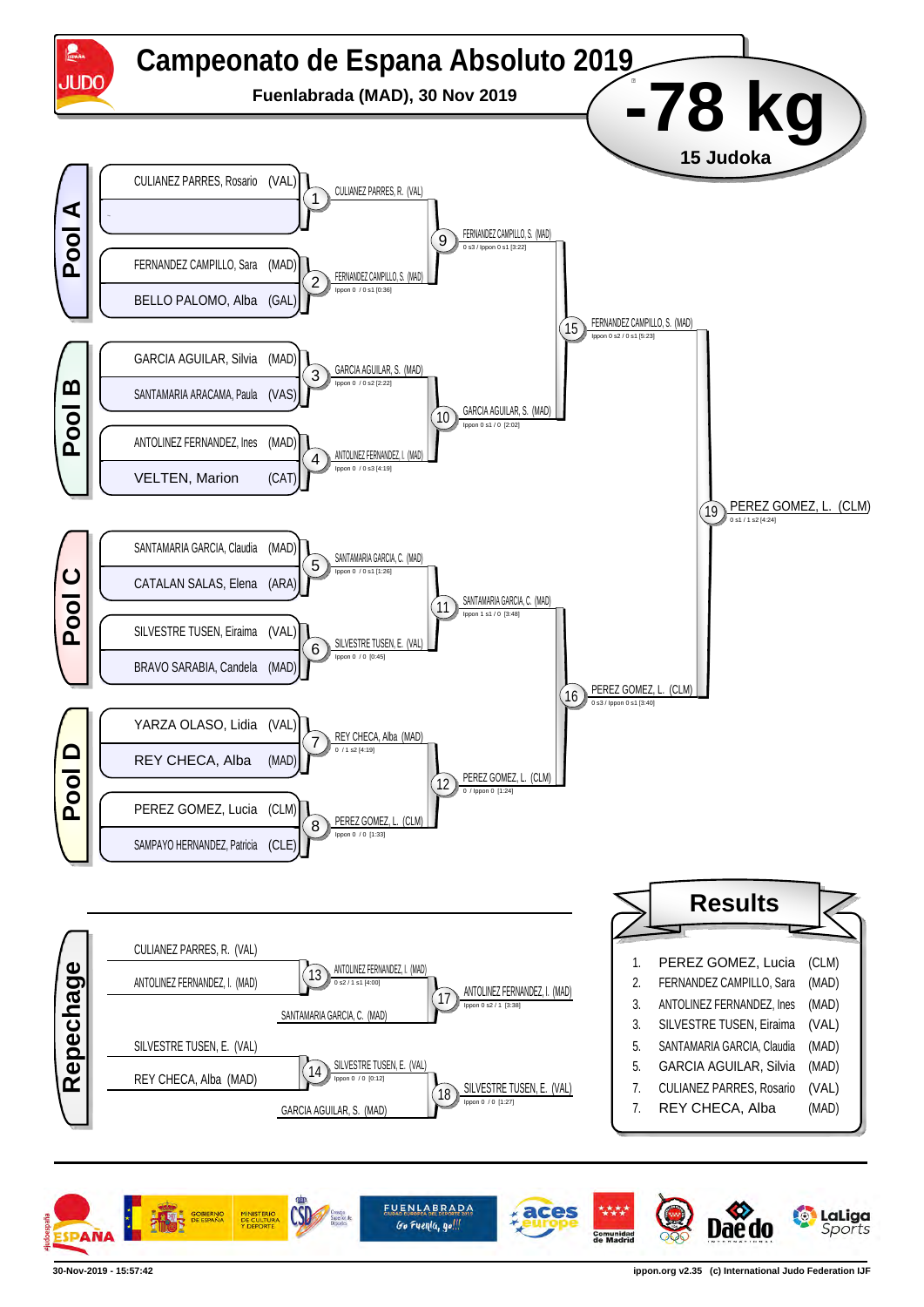# Campeonato de Espana Absoluto 2019

**Fuenlabrada (MAD), 30 Nov 2019**

# -78 kg

**15 Judoka**

## Pool A

- CULIANEZ PARRES, Rosario (VAL)
- –
- FERNANDEZ CAMPILLO, Sara (MAD)
- BELLO PALOMO, Alba (GAL)

## Pool B

- GARCIA AGUILAR, Silvia (MAD)
- SANTAMARIA ARACAMA, Paula (VAS)
- ANTOLINEZ FERNANDEZ, Ines (MAD)
- VELTEN, Marion (CAT)

## Pool C

- SANTAMARIA GARCIA, Claudia (MAD)
- CATALAN SALAS, Elena (ARA)
- SILVESTRE TUSEN, Eiraima (VAL)
- BRAVO SARABIA, Candela (MAD)

## Pool D

- YARZA OLASO, Lidia (VAL)
- REY CHECA, Alba (MAD)
- PEREZ GOMEZ, Lucia (CLM)
- SAMPAYO HERNANDEZ, Patricia (CLE)

## Main bracket

| Contest | Winner | Score |
|---|---|---|
| 1 | CULIANEZ PARRES, R. (VAL) | |
| 2 | FERNANDEZ CAMPILLO, S. (MAD) | Ippon 0 / 0 s1 [0:36] |
| 3 | GARCIA AGUILAR, S. (MAD) | Ippon 0 / 0 s2 [2:22] |
| 4 | ANTOLINEZ FERNANDEZ, I. (MAD) | Ippon 0 / 0 s3 [4:19] |
| 5 | SANTAMARIA GARCIA, C. (MAD) | Ippon 0 / 0 s1 [1:26] |
| 6 | SILVESTRE TUSEN, E. (VAL) | Ippon 0 / 0 [0:45] |
| 7 | REY CHECA, Alba (MAD) | 0 / 1 s2 [4:19] |
| 8 | PEREZ GOMEZ, L. (CLM) | Ippon 0 / 0 [1:33] |
| 9 | FERNANDEZ CAMPILLO, S. (MAD) | 0 s3 / Ippon 0 s1 [3:22] |
| 10 | GARCIA AGUILAR, S. (MAD) | Ippon 0 s1 / 0 [2:02] |
| 11 | SANTAMARIA GARCIA, C. (MAD) | Ippon 1 s1 / 0 [3:48] |
| 12 | PEREZ GOMEZ, L. (CLM) | 0 / Ippon 0 [1:24] |
| 15 | FERNANDEZ CAMPILLO, S. (MAD) | Ippon 0 s2 / 0 s1 [5:23] |
| 16 | PEREZ GOMEZ, L. (CLM) | 0 s3 / Ippon 0 s1 [3:40] |
| 19 | PEREZ GOMEZ, L. (CLM) | 0 s1 / 1 s2 [4:24] |

## Repechage

| Contest | Competitors | Winner | Score |
|---|---|---|---|
| 13 | CULIANEZ PARRES, R. (VAL) – ANTOLINEZ FERNANDEZ, I. (MAD) | ANTOLINEZ FERNANDEZ, I. (MAD) | 0 s2 / 1 s1 [4:00] |
| 17 | ANTOLINEZ FERNANDEZ, I. (MAD) – SANTAMARIA GARCIA, C. (MAD) | ANTOLINEZ FERNANDEZ, I. (MAD) | Ippon 0 s2 / 1 [3:38] |
| 14 | SILVESTRE TUSEN, E. (VAL) – REY CHECA, Alba (MAD) | SILVESTRE TUSEN, E. (VAL) | Ippon 0 / 0 [0:12] |
| 18 | SILVESTRE TUSEN, E. (VAL) – GARCIA AGUILAR, S. (MAD) | SILVESTRE TUSEN, E. (VAL) | Ippon 0 / 0 [1:27] |

## Results

| Place | Name | Team |
|---|---|---|
| 1. | PEREZ GOMEZ, Lucia | (CLM) |
| 2. | FERNANDEZ CAMPILLO, Sara | (MAD) |
| 3. | ANTOLINEZ FERNANDEZ, Ines | (MAD) |
| 3. | SILVESTRE TUSEN, Eiraima | (VAL) |
| 5. | SANTAMARIA GARCIA, Claudia | (MAD) |
| 5. | GARCIA AGUILAR, Silvia | (MAD) |
| 7. | CULIANEZ PARRES, Rosario | (VAL) |
| 7. | REY CHECA, Alba | (MAD) |

30-Nov-2019 - 15:57:42 — ippon.org v2.35 (c) International Judo Federation IJF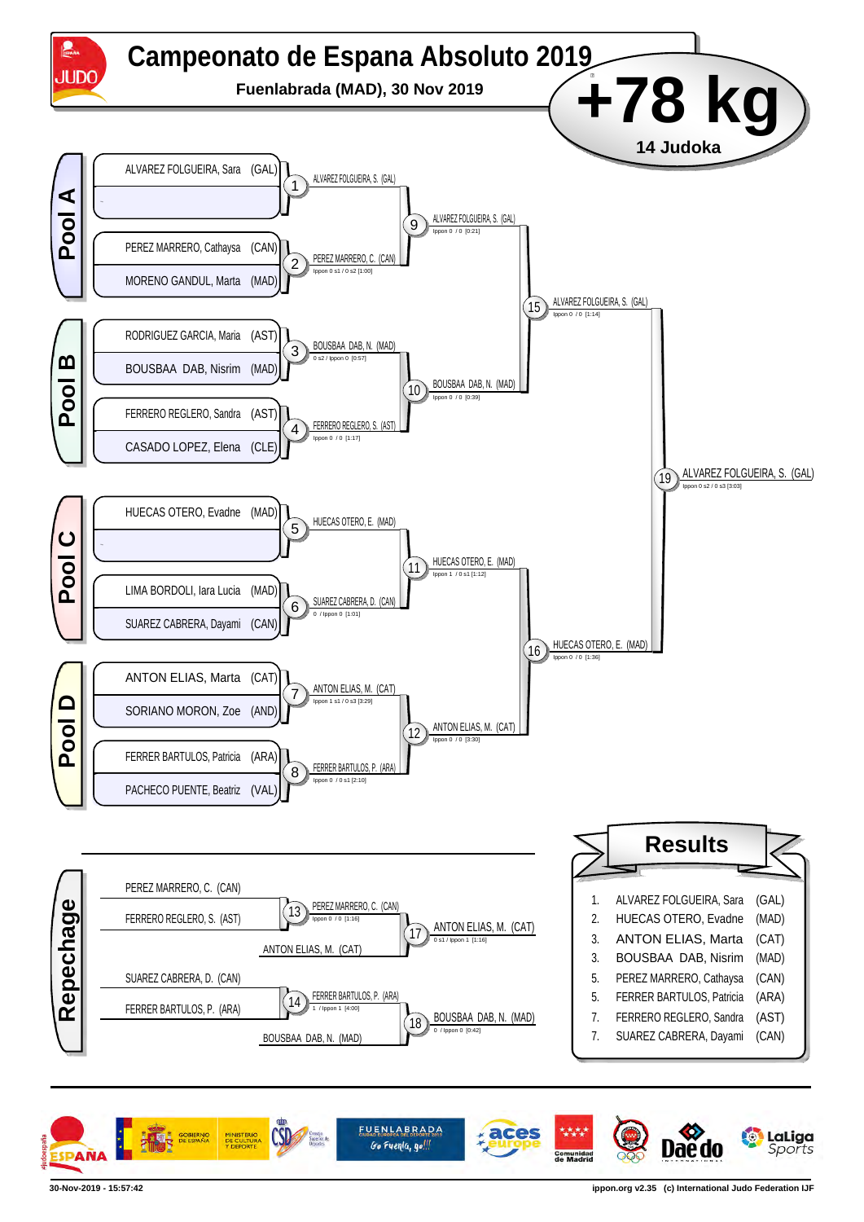# Campeonato de Espana Absoluto 2019

**Fuenlabrada (MAD), 30 Nov 2019**

# +78 kg

**14 Judoka**

## Pool A

ALVAREZ FOLGUEIRA, Sara (GAL)
-
PEREZ MARRERO, Cathaysa (CAN)
MORENO GANDUL, Marta (MAD)

1 ALVAREZ FOLGUEIRA, S. (GAL)

2 PEREZ MARRERO, C. (CAN) — Ippon 0 s1 / 0 s2 [1:00]

9 ALVAREZ FOLGUEIRA, S. (GAL) — Ippon 0 / 0 [0:21]

## Pool B

RODRIGUEZ GARCIA, Maria (AST)
BOUSBAA DAB, Nisrim (MAD)
FERRERO REGLERO, Sandra (AST)
CASADO LOPEZ, Elena (CLE)

3 BOUSBAA DAB, N. (MAD) — 0 s2 / Ippon 0 [0:57]

4 FERRERO REGLERO, S. (AST) — Ippon 0 / 0 [1:17]

10 BOUSBAA DAB, N. (MAD) — Ippon 0 / 0 [0:39]

15 ALVAREZ FOLGUEIRA, S. (GAL) — Ippon 0 / 0 [1:14]

19 ALVAREZ FOLGUEIRA, S. (GAL) — Ippon 0 s2 / 0 s3 [3:03]

## Pool C

HUECAS OTERO, Evadne (MAD)
-
LIMA BORDOLI, Iara Lucia (MAD)
SUAREZ CABRERA, Dayami (CAN)

5 HUECAS OTERO, E. (MAD)

6 SUAREZ CABRERA, D. (CAN) — 0 / Ippon 0 [1:01]

11 HUECAS OTERO, E. (MAD) — Ippon 1 / 0 s1 [1:12]

## Pool D

ANTON ELIAS, Marta (CAT)
SORIANO MORON, Zoe (AND)
FERRER BARTULOS, Patricia (ARA)
PACHECO PUENTE, Beatriz (VAL)

7 ANTON ELIAS, M. (CAT) — Ippon 1 s1 / 0 s3 [3:29]

8 FERRER BARTULOS, P. (ARA) — Ippon 0 / 0 s1 [2:10]

12 ANTON ELIAS, M. (CAT) — Ippon 0 / 0 [3:30]

16 HUECAS OTERO, E. (MAD) — Ippon 0 / 0 [1:36]

## Repechage

PEREZ MARRERO, C. (CAN)
FERRERO REGLERO, S. (AST)

13 PEREZ MARRERO, C. (CAN) — Ippon 0 / 0 [1:16]

ANTON ELIAS, M. (CAT)

17 ANTON ELIAS, M. (CAT) — 0 s1 / Ippon 1 [1:16]

SUAREZ CABRERA, D. (CAN)
FERRER BARTULOS, P. (ARA)

14 FERRER BARTULOS, P. (ARA) — 1 / Ippon 1 [4:00]

BOUSBAA DAB, N. (MAD)

18 BOUSBAA DAB, N. (MAD) — 0 / Ippon 0 [0:42]

## Results

| | | |
|---|---|---|
| 1. | ALVAREZ FOLGUEIRA, Sara | (GAL) |
| 2. | HUECAS OTERO, Evadne | (MAD) |
| 3. | ANTON ELIAS, Marta | (CAT) |
| 3. | BOUSBAA DAB, Nisrim | (MAD) |
| 5. | PEREZ MARRERO, Cathaysa | (CAN) |
| 5. | FERRER BARTULOS, Patricia | (ARA) |
| 7. | FERRERO REGLERO, Sandra | (AST) |
| 7. | SUAREZ CABRERA, Dayami | (CAN) |

30-Nov-2019 - 15:57:42 ippon.org v2.35 (c) International Judo Federation IJF